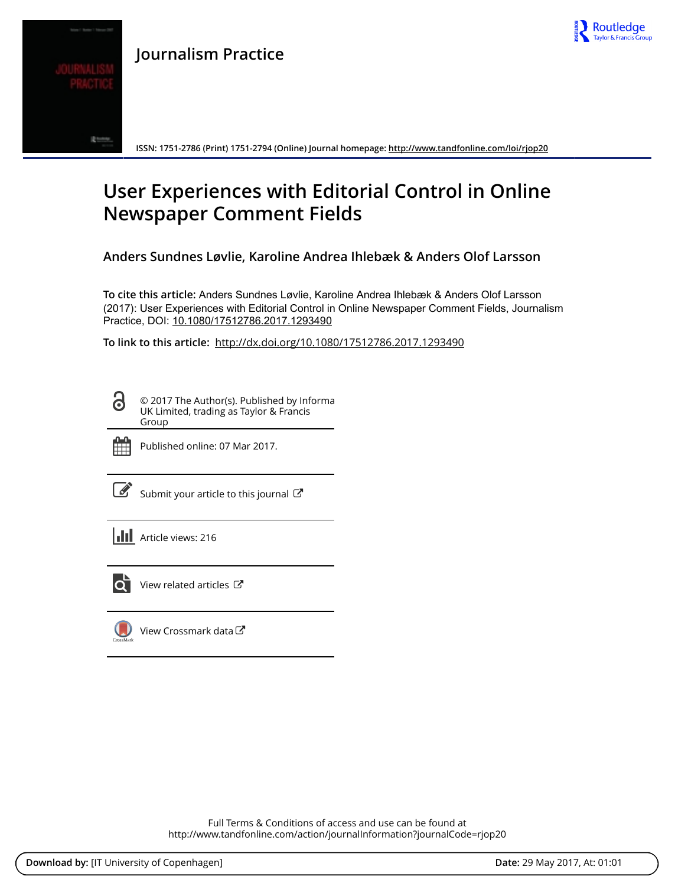Journal Practice

# Journalism Practice

ISSN: 1751-2786 (Print) 1751-2794 (Online) Journal homepage: http://www.tandfonline.com/loi/rjop20

# User Experiences with Editorial Control in Online Newspaper Comment Fields

**Anders Sundnes Løvlie, Karoline Andrea Ihlebæk & Anders Olof Larsson**

**To cite this article:** Anders Sundnes Løvlie, Karoline Andrea Ihlebæk & Anders Olof Larsson (2017): User Experiences with Editorial Control in Online Newspaper Comment Fields, Journalism Practice, DOI: 10.1080/17512786.2017.1293490

**To link to this article:** http://dx.doi.org/10.1080/17512786.2017.1293490

© 2017 The Author(s). Published by Informa UK Limited, trading as Taylor & Francis Group

Published online: 07 Mar 2017.

Submit your article to this journal

Article views: 216

View related articles

View Crossmark data

Full Terms & Conditions of access and use can be found at
http://www.tandfonline.com/action/journalInformation?journalCode=rjop20

**Download by:** [IT University of Copenhagen] **Date:** 29 May 2017, At: 01:01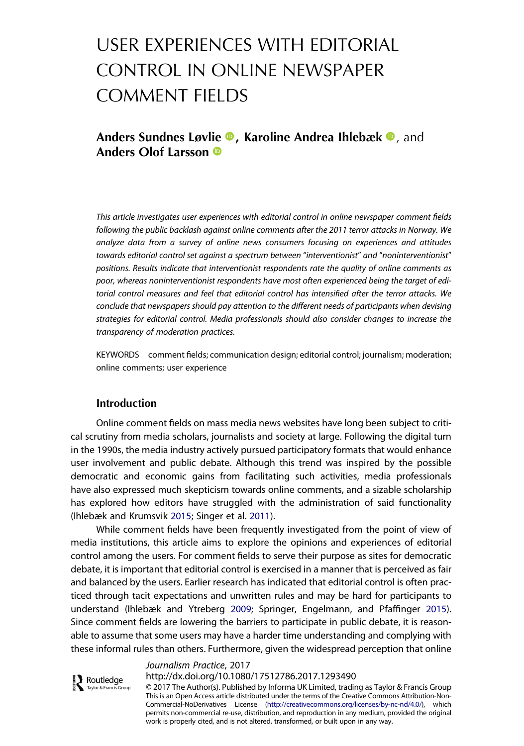# USER EXPERIENCES WITH EDITORIAL CONTROL IN ONLINE NEWSPAPER COMMENT FIELDS

**Anders Sundnes Løvlie**, **Karoline Andrea Ihlebæk**, and **Anders Olof Larsson**

*This article investigates user experiences with editorial control in online newspaper comment fields following the public backlash against online comments after the 2011 terror attacks in Norway. We analyze data from a survey of online news consumers focusing on experiences and attitudes towards editorial control set against a spectrum between "interventionist" and "noninterventionist" positions. Results indicate that interventionist respondents rate the quality of online comments as poor, whereas noninterventionist respondents have most often experienced being the target of editorial control measures and feel that editorial control has intensified after the terror attacks. We conclude that newspapers should pay attention to the different needs of participants when devising strategies for editorial control. Media professionals should also consider changes to increase the transparency of moderation practices.*

KEYWORDS comment fields; communication design; editorial control; journalism; moderation; online comments; user experience

## Introduction

Online comment fields on mass media news websites have long been subject to critical scrutiny from media scholars, journalists and society at large. Following the digital turn in the 1990s, the media industry actively pursued participatory formats that would enhance user involvement and public debate. Although this trend was inspired by the possible democratic and economic gains from facilitating such activities, media professionals have also expressed much skepticism towards online comments, and a sizable scholarship has explored how editors have struggled with the administration of said functionality (Ihlebæk and Krumsvik 2015; Singer et al. 2011).

While comment fields have been frequently investigated from the point of view of media institutions, this article aims to explore the opinions and experiences of editorial control among the users. For comment fields to serve their purpose as sites for democratic debate, it is important that editorial control is exercised in a manner that is perceived as fair and balanced by the users. Earlier research has indicated that editorial control is often practiced through tacit expectations and unwritten rules and may be hard for participants to understand (Ihlebæk and Ytreberg 2009; Springer, Engelmann, and Pfaffinger 2015). Since comment fields are lowering the barriers to participate in public debate, it is reasonable to assume that some users may have a harder time understanding and complying with these informal rules than others. Furthermore, given the widespread perception that online

*Journalism Practice*, 2017
http://dx.doi.org/10.1080/17512786.2017.1293490
© 2017 The Author(s). Published by Informa UK Limited, trading as Taylor & Francis Group
This is an Open Access article distributed under the terms of the Creative Commons Attribution-Non-Commercial-NoDerivatives License (http://creativecommons.org/licenses/by-nc-nd/4.0/), which permits non-commercial re-use, distribution, and reproduction in any medium, provided the original work is properly cited, and is not altered, transformed, or built upon in any way.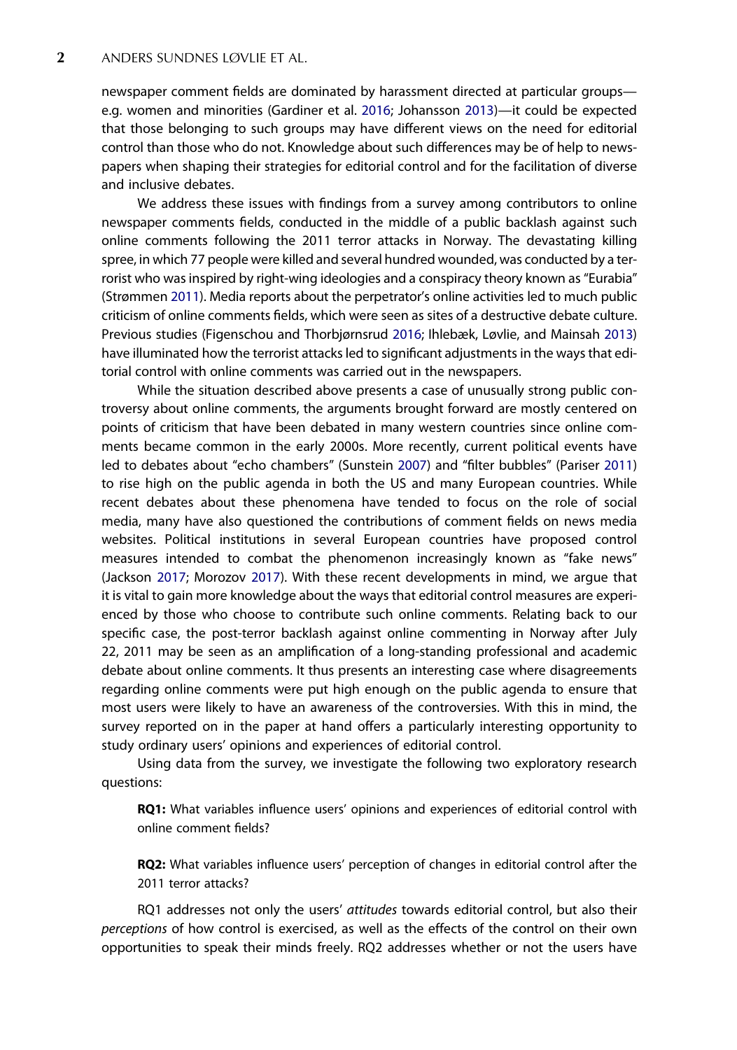newspaper comment fields are dominated by harassment directed at particular groups—e.g. women and minorities (Gardiner et al. 2016; Johansson 2013)—it could be expected that those belonging to such groups may have different views on the need for editorial control than those who do not. Knowledge about such differences may be of help to newspapers when shaping their strategies for editorial control and for the facilitation of diverse and inclusive debates.

We address these issues with findings from a survey among contributors to online newspaper comments fields, conducted in the middle of a public backlash against such online comments following the 2011 terror attacks in Norway. The devastating killing spree, in which 77 people were killed and several hundred wounded, was conducted by a terrorist who was inspired by right-wing ideologies and a conspiracy theory known as "Eurabia" (Strømmen 2011). Media reports about the perpetrator's online activities led to much public criticism of online comments fields, which were seen as sites of a destructive debate culture. Previous studies (Figenschou and Thorbjørnsrud 2016; Ihlebæk, Løvlie, and Mainsah 2013) have illuminated how the terrorist attacks led to significant adjustments in the ways that editorial control with online comments was carried out in the newspapers.

While the situation described above presents a case of unusually strong public controversy about online comments, the arguments brought forward are mostly centered on points of criticism that have been debated in many western countries since online comments became common in the early 2000s. More recently, current political events have led to debates about "echo chambers" (Sunstein 2007) and "filter bubbles" (Pariser 2011) to rise high on the public agenda in both the US and many European countries. While recent debates about these phenomena have tended to focus on the role of social media, many have also questioned the contributions of comment fields on news media websites. Political institutions in several European countries have proposed control measures intended to combat the phenomenon increasingly known as "fake news" (Jackson 2017; Morozov 2017). With these recent developments in mind, we argue that it is vital to gain more knowledge about the ways that editorial control measures are experienced by those who choose to contribute such online comments. Relating back to our specific case, the post-terror backlash against online commenting in Norway after July 22, 2011 may be seen as an amplification of a long-standing professional and academic debate about online comments. It thus presents an interesting case where disagreements regarding online comments were put high enough on the public agenda to ensure that most users were likely to have an awareness of the controversies. With this in mind, the survey reported on in the paper at hand offers a particularly interesting opportunity to study ordinary users' opinions and experiences of editorial control.

Using data from the survey, we investigate the following two exploratory research questions:

> **RQ1:** What variables influence users' opinions and experiences of editorial control with online comment fields?

> **RQ2:** What variables influence users' perception of changes in editorial control after the 2011 terror attacks?

RQ1 addresses not only the users' *attitudes* towards editorial control, but also their *perceptions* of how control is exercised, as well as the effects of the control on their own opportunities to speak their minds freely. RQ2 addresses whether or not the users have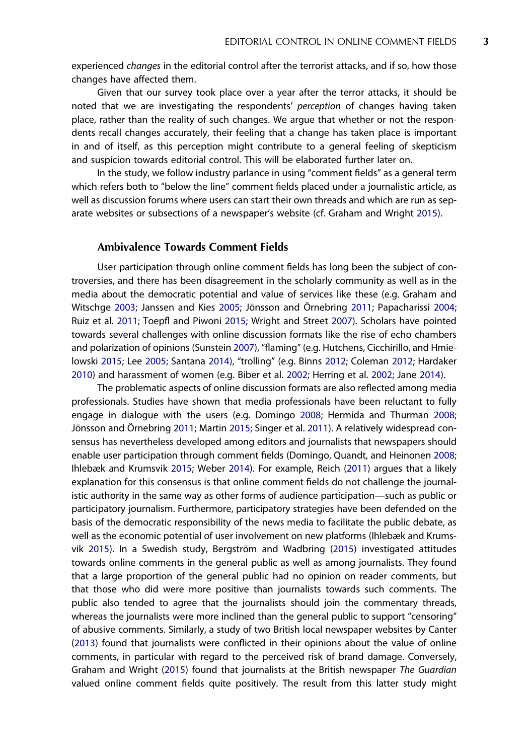experienced *changes* in the editorial control after the terrorist attacks, and if so, how those changes have affected them.

Given that our survey took place over a year after the terror attacks, it should be noted that we are investigating the respondents' *perception* of changes having taken place, rather than the reality of such changes. We argue that whether or not the respondents recall changes accurately, their feeling that a change has taken place is important in and of itself, as this perception might contribute to a general feeling of skepticism and suspicion towards editorial control. This will be elaborated further later on.

In the study, we follow industry parlance in using "comment fields" as a general term which refers both to "below the line" comment fields placed under a journalistic article, as well as discussion forums where users can start their own threads and which are run as separate websites or subsections of a newspaper's website (cf. Graham and Wright 2015).

## Ambivalence Towards Comment Fields

User participation through online comment fields has long been the subject of controversies, and there has been disagreement in the scholarly community as well as in the media about the democratic potential and value of services like these (e.g. Graham and Witschge 2003; Janssen and Kies 2005; Jönsson and Örnebring 2011; Papacharissi 2004; Ruiz et al. 2011; Toepfl and Piwoni 2015; Wright and Street 2007). Scholars have pointed towards several challenges with online discussion formats like the rise of echo chambers and polarization of opinions (Sunstein 2007), "flaming" (e.g. Hutchens, Cicchirillo, and Hmielowski 2015; Lee 2005; Santana 2014), "trolling" (e.g. Binns 2012; Coleman 2012; Hardaker 2010) and harassment of women (e.g. Biber et al. 2002; Herring et al. 2002; Jane 2014).

The problematic aspects of online discussion formats are also reflected among media professionals. Studies have shown that media professionals have been reluctant to fully engage in dialogue with the users (e.g. Domingo 2008; Hermida and Thurman 2008; Jönsson and Örnebring 2011; Martin 2015; Singer et al. 2011). A relatively widespread consensus has nevertheless developed among editors and journalists that newspapers should enable user participation through comment fields (Domingo, Quandt, and Heinonen 2008; Ihlebæk and Krumsvik 2015; Weber 2014). For example, Reich (2011) argues that a likely explanation for this consensus is that online comment fields do not challenge the journalistic authority in the same way as other forms of audience participation—such as public or participatory journalism. Furthermore, participatory strategies have been defended on the basis of the democratic responsibility of the news media to facilitate the public debate, as well as the economic potential of user involvement on new platforms (Ihlebæk and Krumsvik 2015). In a Swedish study, Bergström and Wadbring (2015) investigated attitudes towards online comments in the general public as well as among journalists. They found that a large proportion of the general public had no opinion on reader comments, but that those who did were more positive than journalists towards such comments. The public also tended to agree that the journalists should join the commentary threads, whereas the journalists were more inclined than the general public to support "censoring" of abusive comments. Similarly, a study of two British local newspaper websites by Canter (2013) found that journalists were conflicted in their opinions about the value of online comments, in particular with regard to the perceived risk of brand damage. Conversely, Graham and Wright (2015) found that journalists at the British newspaper *The Guardian* valued online comment fields quite positively. The result from this latter study might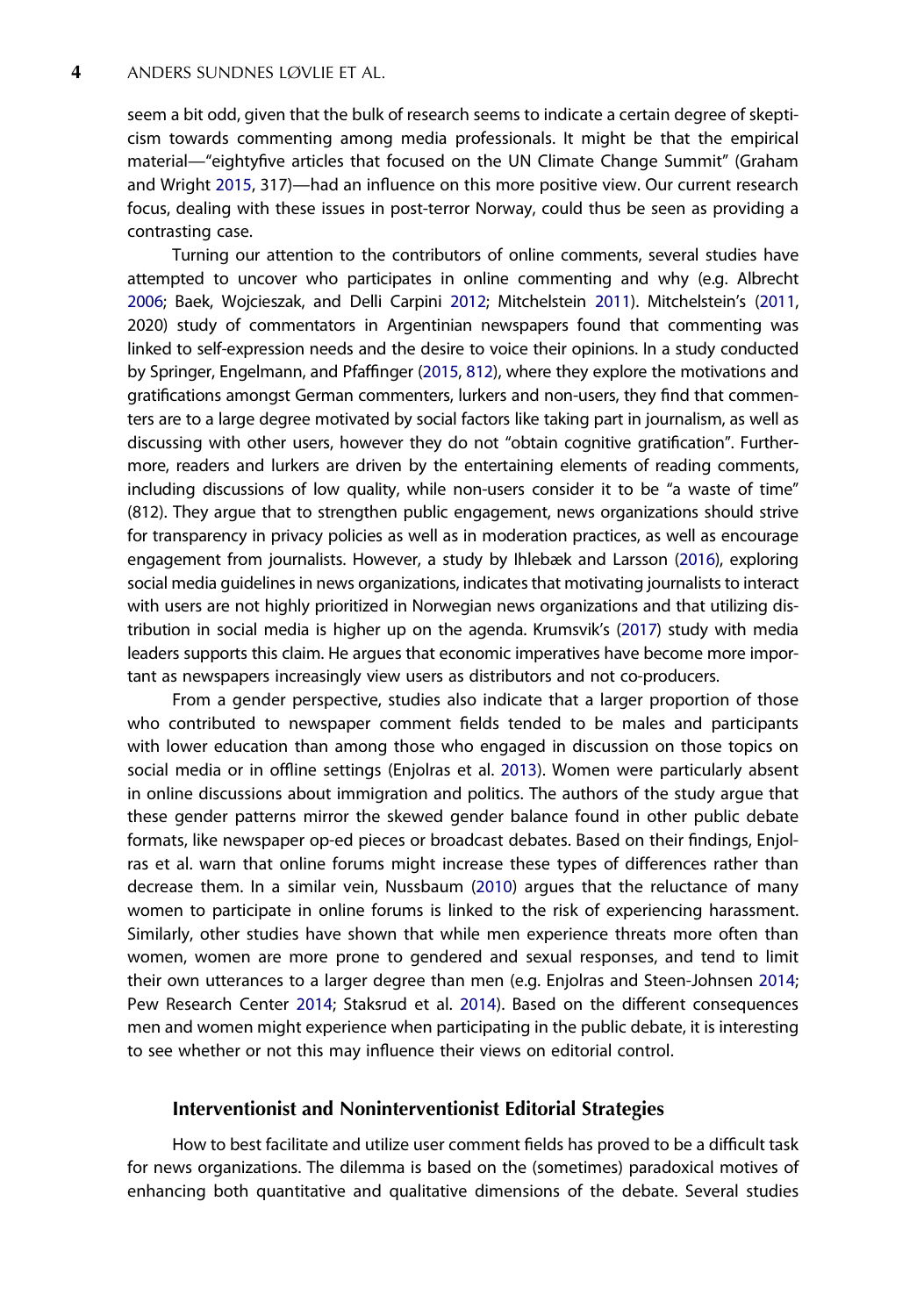seem a bit odd, given that the bulk of research seems to indicate a certain degree of skepticism towards commenting among media professionals. It might be that the empirical material—"eightyfive articles that focused on the UN Climate Change Summit" (Graham and Wright 2015, 317)—had an influence on this more positive view. Our current research focus, dealing with these issues in post-terror Norway, could thus be seen as providing a contrasting case.

Turning our attention to the contributors of online comments, several studies have attempted to uncover who participates in online commenting and why (e.g. Albrecht 2006; Baek, Wojcieszak, and Delli Carpini 2012; Mitchelstein 2011). Mitchelstein's (2011, 2020) study of commentators in Argentinian newspapers found that commenting was linked to self-expression needs and the desire to voice their opinions. In a study conducted by Springer, Engelmann, and Pfaffinger (2015, 812), where they explore the motivations and gratifications amongst German commenters, lurkers and non-users, they find that commenters are to a large degree motivated by social factors like taking part in journalism, as well as discussing with other users, however they do not "obtain cognitive gratification". Furthermore, readers and lurkers are driven by the entertaining elements of reading comments, including discussions of low quality, while non-users consider it to be "a waste of time" (812). They argue that to strengthen public engagement, news organizations should strive for transparency in privacy policies as well as in moderation practices, as well as encourage engagement from journalists. However, a study by Ihlebæk and Larsson (2016), exploring social media guidelines in news organizations, indicates that motivating journalists to interact with users are not highly prioritized in Norwegian news organizations and that utilizing distribution in social media is higher up on the agenda. Krumsvik's (2017) study with media leaders supports this claim. He argues that economic imperatives have become more important as newspapers increasingly view users as distributors and not co-producers.

From a gender perspective, studies also indicate that a larger proportion of those who contributed to newspaper comment fields tended to be males and participants with lower education than among those who engaged in discussion on those topics on social media or in offline settings (Enjolras et al. 2013). Women were particularly absent in online discussions about immigration and politics. The authors of the study argue that these gender patterns mirror the skewed gender balance found in other public debate formats, like newspaper op-ed pieces or broadcast debates. Based on their findings, Enjolras et al. warn that online forums might increase these types of differences rather than decrease them. In a similar vein, Nussbaum (2010) argues that the reluctance of many women to participate in online forums is linked to the risk of experiencing harassment. Similarly, other studies have shown that while men experience threats more often than women, women are more prone to gendered and sexual responses, and tend to limit their own utterances to a larger degree than men (e.g. Enjolras and Steen-Johnsen 2014; Pew Research Center 2014; Staksrud et al. 2014). Based on the different consequences men and women might experience when participating in the public debate, it is interesting to see whether or not this may influence their views on editorial control.

## Interventionist and Noninterventionist Editorial Strategies

How to best facilitate and utilize user comment fields has proved to be a difficult task for news organizations. The dilemma is based on the (sometimes) paradoxical motives of enhancing both quantitative and qualitative dimensions of the debate. Several studies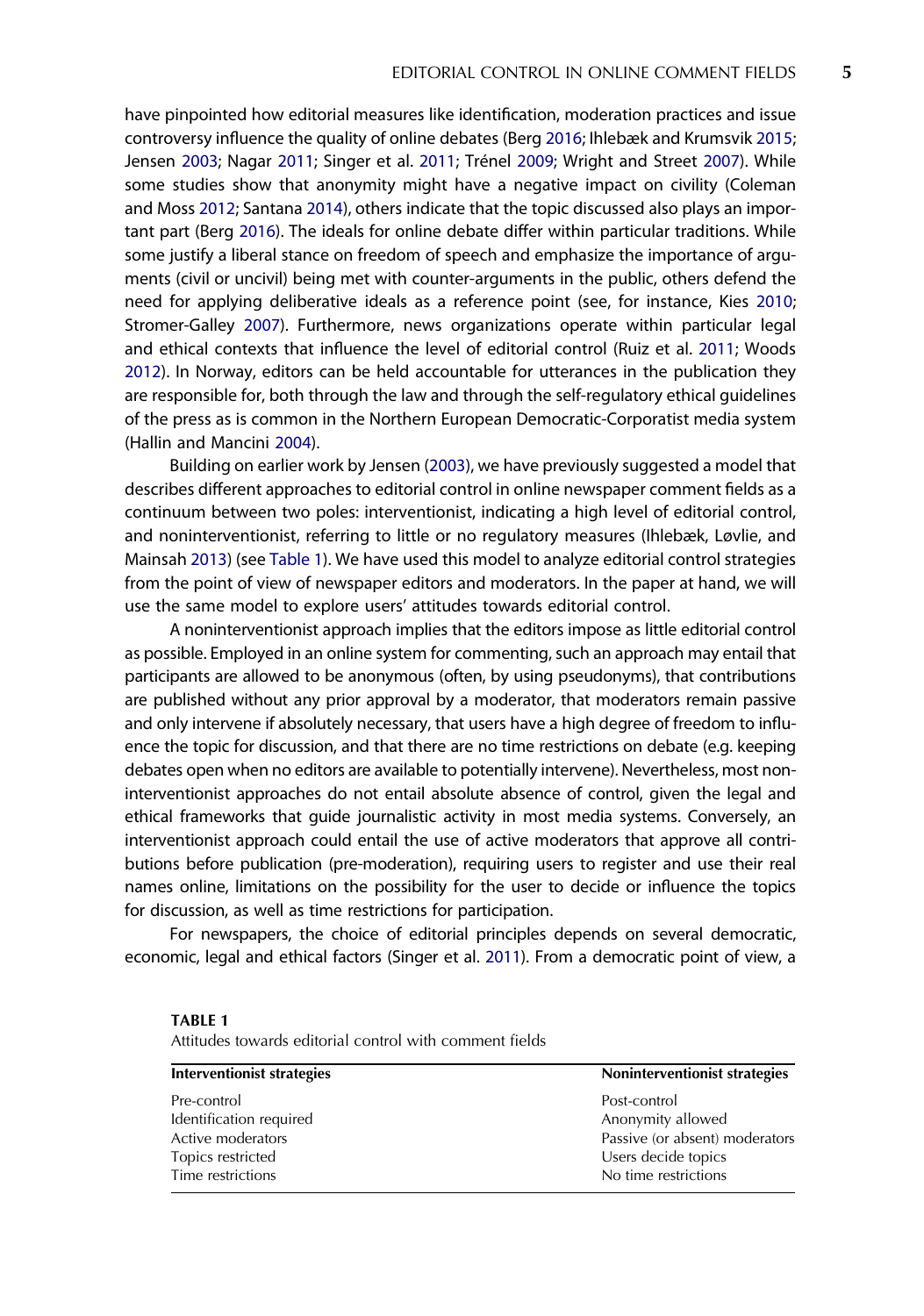have pinpointed how editorial measures like identification, moderation practices and issue controversy influence the quality of online debates (Berg 2016; Ihlebæk and Krumsvik 2015; Jensen 2003; Nagar 2011; Singer et al. 2011; Trénel 2009; Wright and Street 2007). While some studies show that anonymity might have a negative impact on civility (Coleman and Moss 2012; Santana 2014), others indicate that the topic discussed also plays an important part (Berg 2016). The ideals for online debate differ within particular traditions. While some justify a liberal stance on freedom of speech and emphasize the importance of arguments (civil or uncivil) being met with counter-arguments in the public, others defend the need for applying deliberative ideals as a reference point (see, for instance, Kies 2010; Stromer-Galley 2007). Furthermore, news organizations operate within particular legal and ethical contexts that influence the level of editorial control (Ruiz et al. 2011; Woods 2012). In Norway, editors can be held accountable for utterances in the publication they are responsible for, both through the law and through the self-regulatory ethical guidelines of the press as is common in the Northern European Democratic-Corporatist media system (Hallin and Mancini 2004).

Building on earlier work by Jensen (2003), we have previously suggested a model that describes different approaches to editorial control in online newspaper comment fields as a continuum between two poles: interventionist, indicating a high level of editorial control, and noninterventionist, referring to little or no regulatory measures (Ihlebæk, Løvlie, and Mainsah 2013) (see Table 1). We have used this model to analyze editorial control strategies from the point of view of newspaper editors and moderators. In the paper at hand, we will use the same model to explore users' attitudes towards editorial control.

A noninterventionist approach implies that the editors impose as little editorial control as possible. Employed in an online system for commenting, such an approach may entail that participants are allowed to be anonymous (often, by using pseudonyms), that contributions are published without any prior approval by a moderator, that moderators remain passive and only intervene if absolutely necessary, that users have a high degree of freedom to influence the topic for discussion, and that there are no time restrictions on debate (e.g. keeping debates open when no editors are available to potentially intervene). Nevertheless, most noninterventionist approaches do not entail absolute absence of control, given the legal and ethical frameworks that guide journalistic activity in most media systems. Conversely, an interventionist approach could entail the use of active moderators that approve all contributions before publication (pre-moderation), requiring users to register and use their real names online, limitations on the possibility for the user to decide or influence the topics for discussion, as well as time restrictions for participation.

For newspapers, the choice of editorial principles depends on several democratic, economic, legal and ethical factors (Singer et al. 2011). From a democratic point of view, a

**TABLE 1**
Attitudes towards editorial control with comment fields

| Interventionist strategies | Noninterventionist strategies |
|---|---|
| Pre-control | Post-control |
| Identification required | Anonymity allowed |
| Active moderators | Passive (or absent) moderators |
| Topics restricted | Users decide topics |
| Time restrictions | No time restrictions |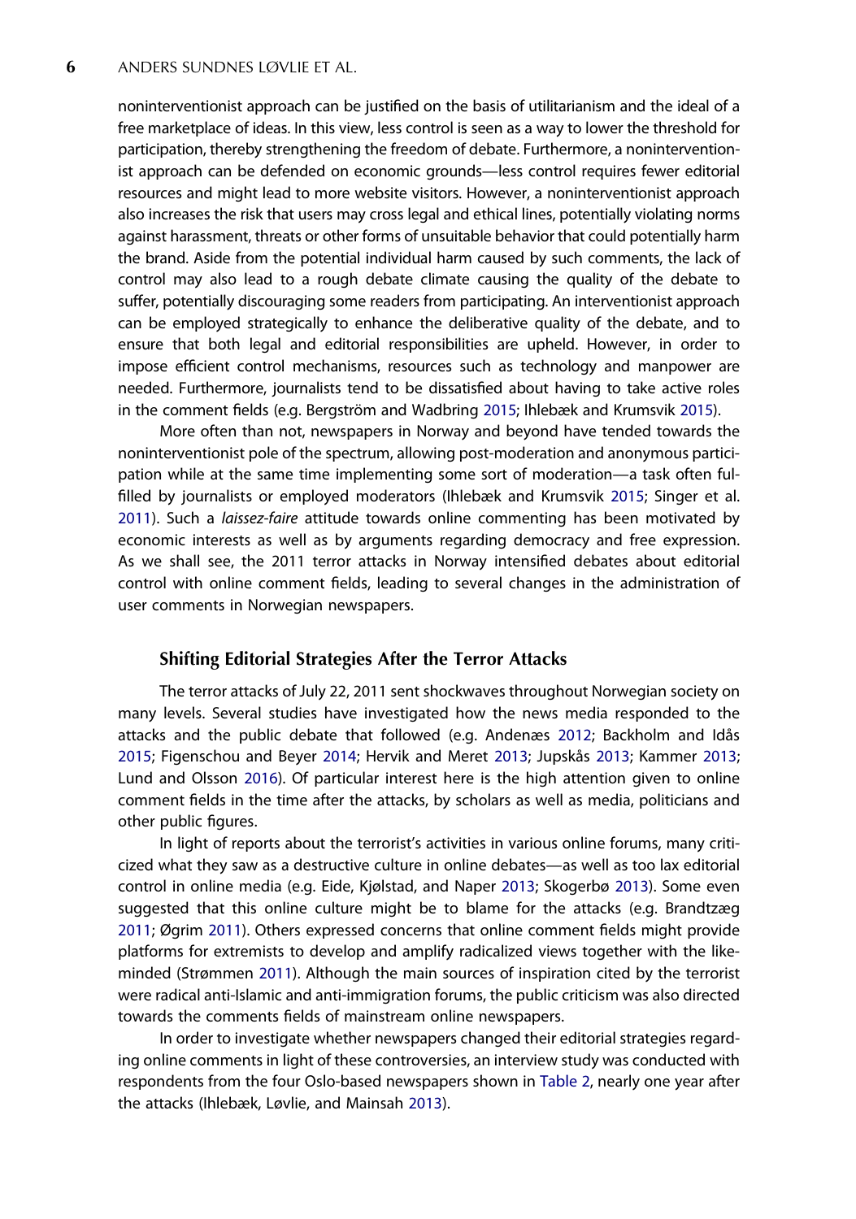noninterventionist approach can be justified on the basis of utilitarianism and the ideal of a free marketplace of ideas. In this view, less control is seen as a way to lower the threshold for participation, thereby strengthening the freedom of debate. Furthermore, a noninterventionist approach can be defended on economic grounds—less control requires fewer editorial resources and might lead to more website visitors. However, a noninterventionist approach also increases the risk that users may cross legal and ethical lines, potentially violating norms against harassment, threats or other forms of unsuitable behavior that could potentially harm the brand. Aside from the potential individual harm caused by such comments, the lack of control may also lead to a rough debate climate causing the quality of the debate to suffer, potentially discouraging some readers from participating. An interventionist approach can be employed strategically to enhance the deliberative quality of the debate, and to ensure that both legal and editorial responsibilities are upheld. However, in order to impose efficient control mechanisms, resources such as technology and manpower are needed. Furthermore, journalists tend to be dissatisfied about having to take active roles in the comment fields (e.g. Bergström and Wadbring 2015; Ihlebæk and Krumsvik 2015).

More often than not, newspapers in Norway and beyond have tended towards the noninterventionist pole of the spectrum, allowing post-moderation and anonymous participation while at the same time implementing some sort of moderation—a task often fulfilled by journalists or employed moderators (Ihlebæk and Krumsvik 2015; Singer et al. 2011). Such a *laissez-faire* attitude towards online commenting has been motivated by economic interests as well as by arguments regarding democracy and free expression. As we shall see, the 2011 terror attacks in Norway intensified debates about editorial control with online comment fields, leading to several changes in the administration of user comments in Norwegian newspapers.

## Shifting Editorial Strategies After the Terror Attacks

The terror attacks of July 22, 2011 sent shockwaves throughout Norwegian society on many levels. Several studies have investigated how the news media responded to the attacks and the public debate that followed (e.g. Andenæs 2012; Backholm and Idås 2015; Figenschou and Beyer 2014; Hervik and Meret 2013; Jupskås 2013; Kammer 2013; Lund and Olsson 2016). Of particular interest here is the high attention given to online comment fields in the time after the attacks, by scholars as well as media, politicians and other public figures.

In light of reports about the terrorist's activities in various online forums, many criticized what they saw as a destructive culture in online debates—as well as too lax editorial control in online media (e.g. Eide, Kjølstad, and Naper 2013; Skogerbø 2013). Some even suggested that this online culture might be to blame for the attacks (e.g. Brandtzæg 2011; Øgrim 2011). Others expressed concerns that online comment fields might provide platforms for extremists to develop and amplify radicalized views together with the like-minded (Strømmen 2011). Although the main sources of inspiration cited by the terrorist were radical anti-Islamic and anti-immigration forums, the public criticism was also directed towards the comments fields of mainstream online newspapers.

In order to investigate whether newspapers changed their editorial strategies regarding online comments in light of these controversies, an interview study was conducted with respondents from the four Oslo-based newspapers shown in Table 2, nearly one year after the attacks (Ihlebæk, Løvlie, and Mainsah 2013).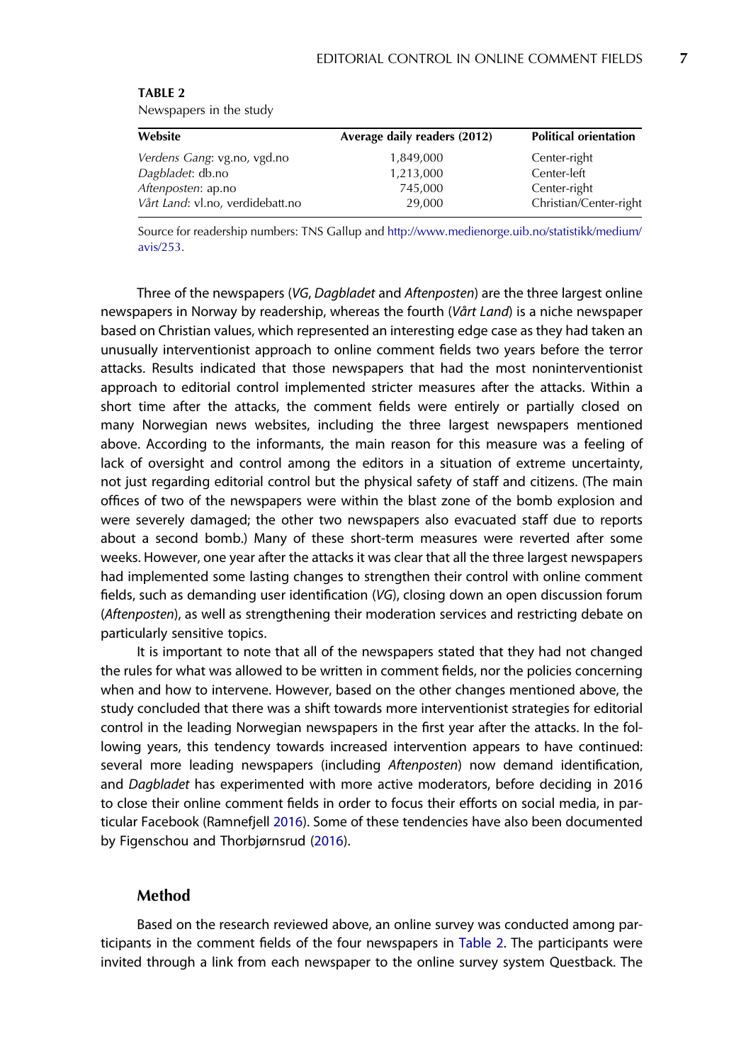**TABLE 2**

Newspapers in the study

| Website | Average daily readers (2012) | Political orientation |
|---|---|---|
| *Verdens Gang*: vg.no, vgd.no | 1,849,000 | Center-right |
| *Dagbladet*: db.no | 1,213,000 | Center-left |
| *Aftenposten*: ap.no | 745,000 | Center-right |
| *Vårt Land*: vl.no, verdidebatt.no | 29,000 | Christian/Center-right |

Source for readership numbers: TNS Gallup and http://www.medienorge.uib.no/statistikk/medium/avis/253.

Three of the newspapers (*VG*, *Dagbladet* and *Aftenposten*) are the three largest online newspapers in Norway by readership, whereas the fourth (*Vårt Land*) is a niche newspaper based on Christian values, which represented an interesting edge case as they had taken an unusually interventionist approach to online comment fields two years before the terror attacks. Results indicated that those newspapers that had the most noninterventionist approach to editorial control implemented stricter measures after the attacks. Within a short time after the attacks, the comment fields were entirely or partially closed on many Norwegian news websites, including the three largest newspapers mentioned above. According to the informants, the main reason for this measure was a feeling of lack of oversight and control among the editors in a situation of extreme uncertainty, not just regarding editorial control but the physical safety of staff and citizens. (The main offices of two of the newspapers were within the blast zone of the bomb explosion and were severely damaged; the other two newspapers also evacuated staff due to reports about a second bomb.) Many of these short-term measures were reverted after some weeks. However, one year after the attacks it was clear that all the three largest newspapers had implemented some lasting changes to strengthen their control with online comment fields, such as demanding user identification (*VG*), closing down an open discussion forum (*Aftenposten*), as well as strengthening their moderation services and restricting debate on particularly sensitive topics.

It is important to note that all of the newspapers stated that they had not changed the rules for what was allowed to be written in comment fields, nor the policies concerning when and how to intervene. However, based on the other changes mentioned above, the study concluded that there was a shift towards more interventionist strategies for editorial control in the leading Norwegian newspapers in the first year after the attacks. In the following years, this tendency towards increased intervention appears to have continued: several more leading newspapers (including *Aftenposten*) now demand identification, and *Dagbladet* has experimented with more active moderators, before deciding in 2016 to close their online comment fields in order to focus their efforts on social media, in particular Facebook (Ramnefjell 2016). Some of these tendencies have also been documented by Figenschou and Thorbjørnsrud (2016).

## Method

Based on the research reviewed above, an online survey was conducted among participants in the comment fields of the four newspapers in Table 2. The participants were invited through a link from each newspaper to the online survey system Questback. The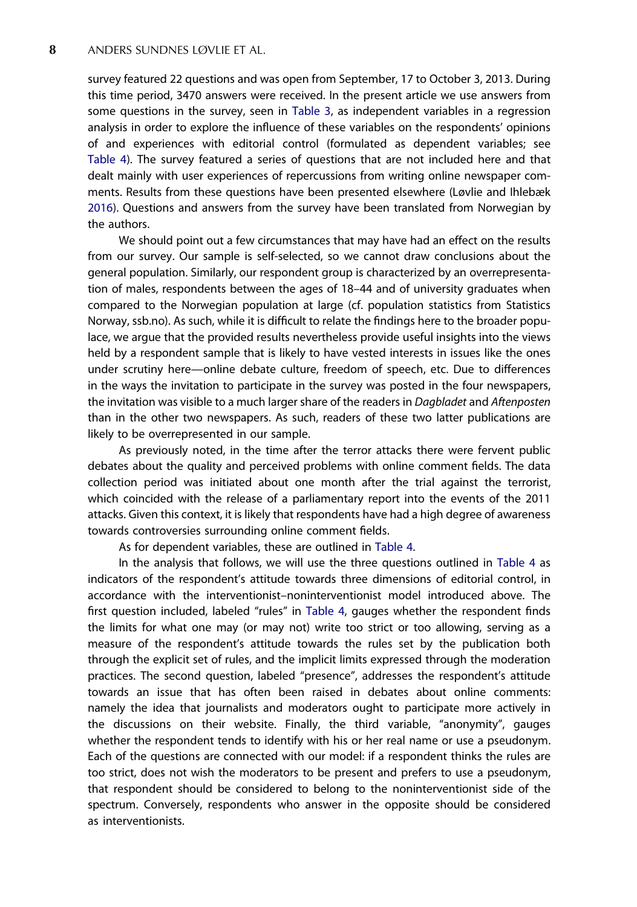survey featured 22 questions and was open from September, 17 to October 3, 2013. During this time period, 3470 answers were received. In the present article we use answers from some questions in the survey, seen in Table 3, as independent variables in a regression analysis in order to explore the influence of these variables on the respondents' opinions of and experiences with editorial control (formulated as dependent variables; see Table 4). The survey featured a series of questions that are not included here and that dealt mainly with user experiences of repercussions from writing online newspaper comments. Results from these questions have been presented elsewhere (Løvlie and Ihlebæk 2016). Questions and answers from the survey have been translated from Norwegian by the authors.

We should point out a few circumstances that may have had an effect on the results from our survey. Our sample is self-selected, so we cannot draw conclusions about the general population. Similarly, our respondent group is characterized by an overrepresentation of males, respondents between the ages of 18–44 and of university graduates when compared to the Norwegian population at large (cf. population statistics from Statistics Norway, ssb.no). As such, while it is difficult to relate the findings here to the broader populace, we argue that the provided results nevertheless provide useful insights into the views held by a respondent sample that is likely to have vested interests in issues like the ones under scrutiny here—online debate culture, freedom of speech, etc. Due to differences in the ways the invitation to participate in the survey was posted in the four newspapers, the invitation was visible to a much larger share of the readers in *Dagbladet* and *Aftenposten* than in the other two newspapers. As such, readers of these two latter publications are likely to be overrepresented in our sample.

As previously noted, in the time after the terror attacks there were fervent public debates about the quality and perceived problems with online comment fields. The data collection period was initiated about one month after the trial against the terrorist, which coincided with the release of a parliamentary report into the events of the 2011 attacks. Given this context, it is likely that respondents have had a high degree of awareness towards controversies surrounding online comment fields.

As for dependent variables, these are outlined in Table 4.

In the analysis that follows, we will use the three questions outlined in Table 4 as indicators of the respondent's attitude towards three dimensions of editorial control, in accordance with the interventionist–noninterventionist model introduced above. The first question included, labeled "rules" in Table 4, gauges whether the respondent finds the limits for what one may (or may not) write too strict or too allowing, serving as a measure of the respondent's attitude towards the rules set by the publication both through the explicit set of rules, and the implicit limits expressed through the moderation practices. The second question, labeled "presence", addresses the respondent's attitude towards an issue that has often been raised in debates about online comments: namely the idea that journalists and moderators ought to participate more actively in the discussions on their website. Finally, the third variable, "anonymity", gauges whether the respondent tends to identify with his or her real name or use a pseudonym. Each of the questions are connected with our model: if a respondent thinks the rules are too strict, does not wish the moderators to be present and prefers to use a pseudonym, that respondent should be considered to belong to the noninterventionist side of the spectrum. Conversely, respondents who answer in the opposite should be considered as interventionists.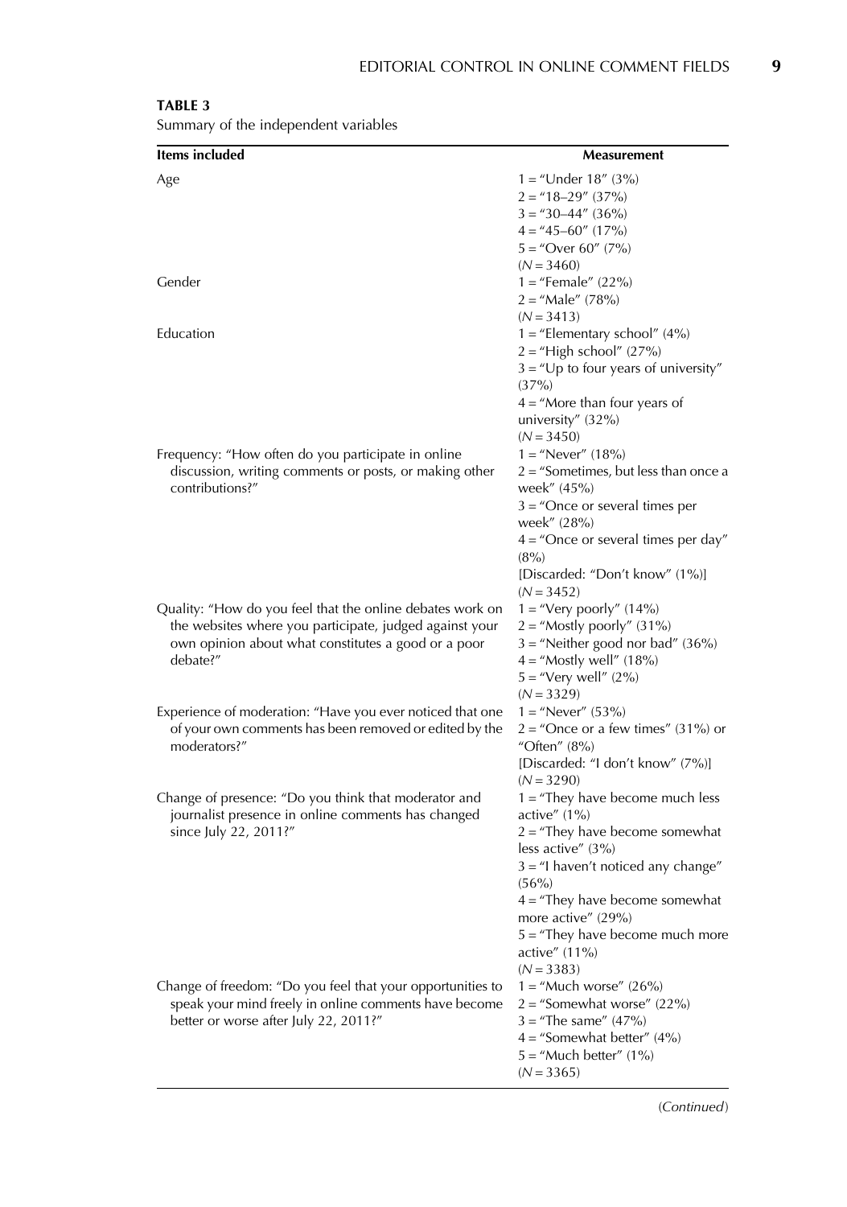**TABLE 3**

Summary of the independent variables

| Items included | Measurement |
|---|---|
| Age | 1 = "Under 18" (3%)<br>2 = "18–29" (37%)<br>3 = "30–44" (36%)<br>4 = "45–60" (17%)<br>5 = "Over 60" (7%)<br>(*N* = 3460) |
| Gender | 1 = "Female" (22%)<br>2 = "Male" (78%)<br>(*N* = 3413) |
| Education | 1 = "Elementary school" (4%)<br>2 = "High school" (27%)<br>3 = "Up to four years of university" (37%)<br>4 = "More than four years of university" (32%)<br>(*N* = 3450) |
| Frequency: "How often do you participate in online discussion, writing comments or posts, or making other contributions?" | 1 = "Never" (18%)<br>2 = "Sometimes, but less than once a week" (45%)<br>3 = "Once or several times per week" (28%)<br>4 = "Once or several times per day" (8%)<br>[Discarded: "Don't know" (1%)]<br>(*N* = 3452) |
| Quality: "How do you feel that the online debates work on the websites where you participate, judged against your own opinion about what constitutes a good or a poor debate?" | 1 = "Very poorly" (14%)<br>2 = "Mostly poorly" (31%)<br>3 = "Neither good nor bad" (36%)<br>4 = "Mostly well" (18%)<br>5 = "Very well" (2%)<br>(*N* = 3329) |
| Experience of moderation: "Have you ever noticed that one of your own comments has been removed or edited by the moderators?" | 1 = "Never" (53%)<br>2 = "Once or a few times" (31%) or "Often" (8%)<br>[Discarded: "I don't know" (7%)]<br>(*N* = 3290) |
| Change of presence: "Do you think that moderator and journalist presence in online comments has changed since July 22, 2011?" | 1 = "They have become much less active" (1%)<br>2 = "They have become somewhat less active" (3%)<br>3 = "I haven't noticed any change" (56%)<br>4 = "They have become somewhat more active" (29%)<br>5 = "They have become much more active" (11%)<br>(*N* = 3383) |
| Change of freedom: "Do you feel that your opportunities to speak your mind freely in online comments have become better or worse after July 22, 2011?" | 1 = "Much worse" (26%)<br>2 = "Somewhat worse" (22%)<br>3 = "The same" (47%)<br>4 = "Somewhat better" (4%)<br>5 = "Much better" (1%)<br>(*N* = 3365) |

(*Continued*)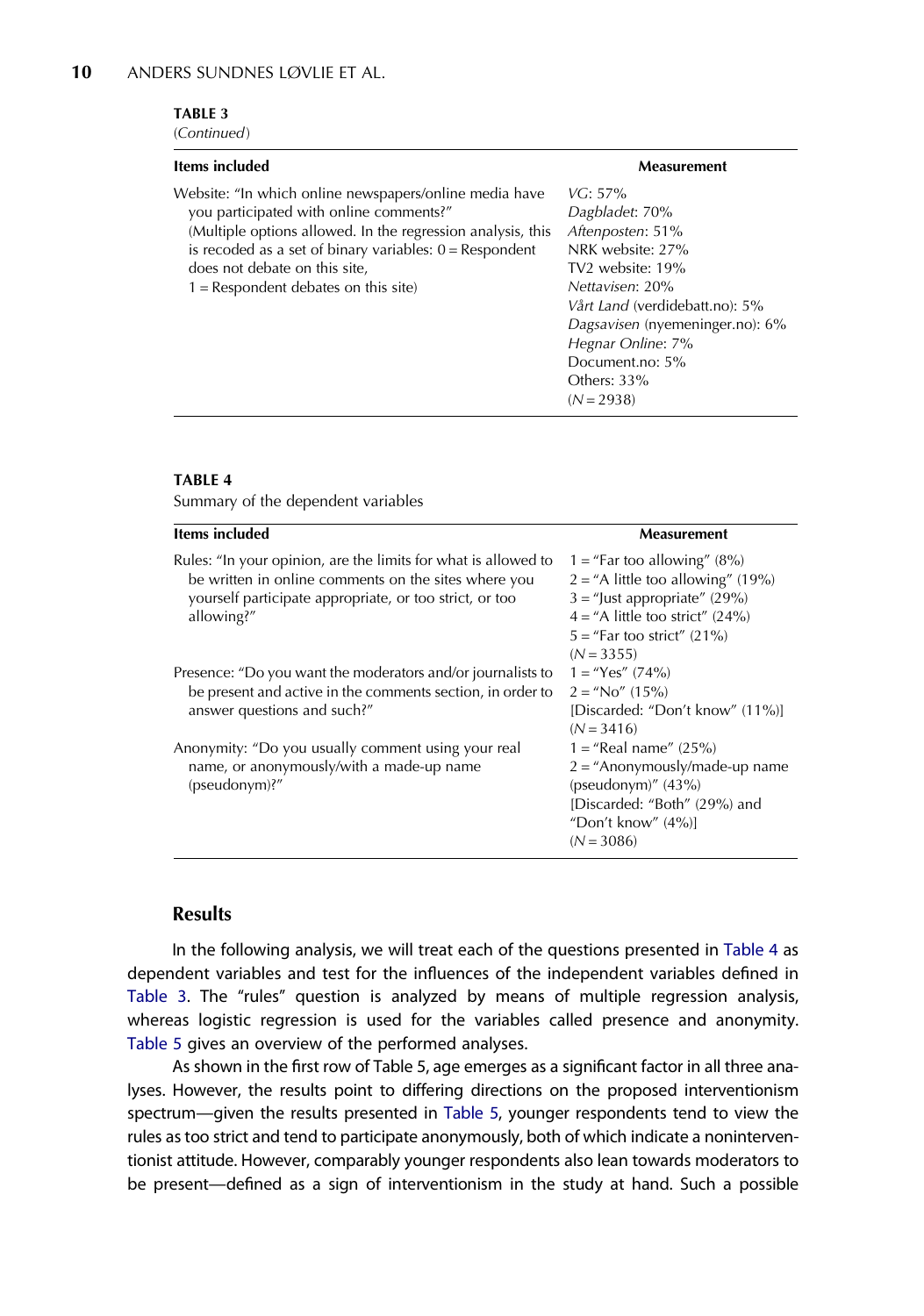**TABLE 3**

(*Continued*)

| Items included | Measurement |
|---|---|
| Website: "In which online newspapers/online media have you participated with online comments?" (Multiple options allowed. In the regression analysis, this is recoded as a set of binary variables: 0 = Respondent does not debate on this site, 1 = Respondent debates on this site) | *VG*: 57%<br>*Dagbladet*: 70%<br>*Aftenposten*: 51%<br>NRK website: 27%<br>TV2 website: 19%<br>*Nettavisen*: 20%<br>*Vårt Land* (verdidebatt.no): 5%<br>*Dagsavisen* (nyemeninger.no): 6%<br>*Hegnar Online*: 7%<br>Document.no: 5%<br>Others: 33%<br>($N = 2938$) |

**TABLE 4**

Summary of the dependent variables

| Items included | Measurement |
|---|---|
| Rules: "In your opinion, are the limits for what is allowed to be written in online comments on the sites where you yourself participate appropriate, or too strict, or too allowing?" | 1 = "Far too allowing" (8%)<br>2 = "A little too allowing" (19%)<br>3 = "Just appropriate" (29%)<br>4 = "A little too strict" (24%)<br>5 = "Far too strict" (21%)<br>($N = 3355$) |
| Presence: "Do you want the moderators and/or journalists to be present and active in the comments section, in order to answer questions and such?" | 1 = "Yes" (74%)<br>2 = "No" (15%)<br>[Discarded: "Don't know" (11%)]<br>($N = 3416$) |
| Anonymity: "Do you usually comment using your real name, or anonymously/with a made-up name (pseudonym)?" | 1 = "Real name" (25%)<br>2 = "Anonymously/made-up name (pseudonym)" (43%)<br>[Discarded: "Both" (29%) and "Don't know" (4%)]<br>($N = 3086$) |

## Results

In the following analysis, we will treat each of the questions presented in Table 4 as dependent variables and test for the influences of the independent variables defined in Table 3. The "rules" question is analyzed by means of multiple regression analysis, whereas logistic regression is used for the variables called presence and anonymity. Table 5 gives an overview of the performed analyses.

As shown in the first row of Table 5, age emerges as a significant factor in all three analyses. However, the results point to differing directions on the proposed interventionism spectrum—given the results presented in Table 5, younger respondents tend to view the rules as too strict and tend to participate anonymously, both of which indicate a noninterventionist attitude. However, comparably younger respondents also lean towards moderators to be present—defined as a sign of interventionism in the study at hand. Such a possible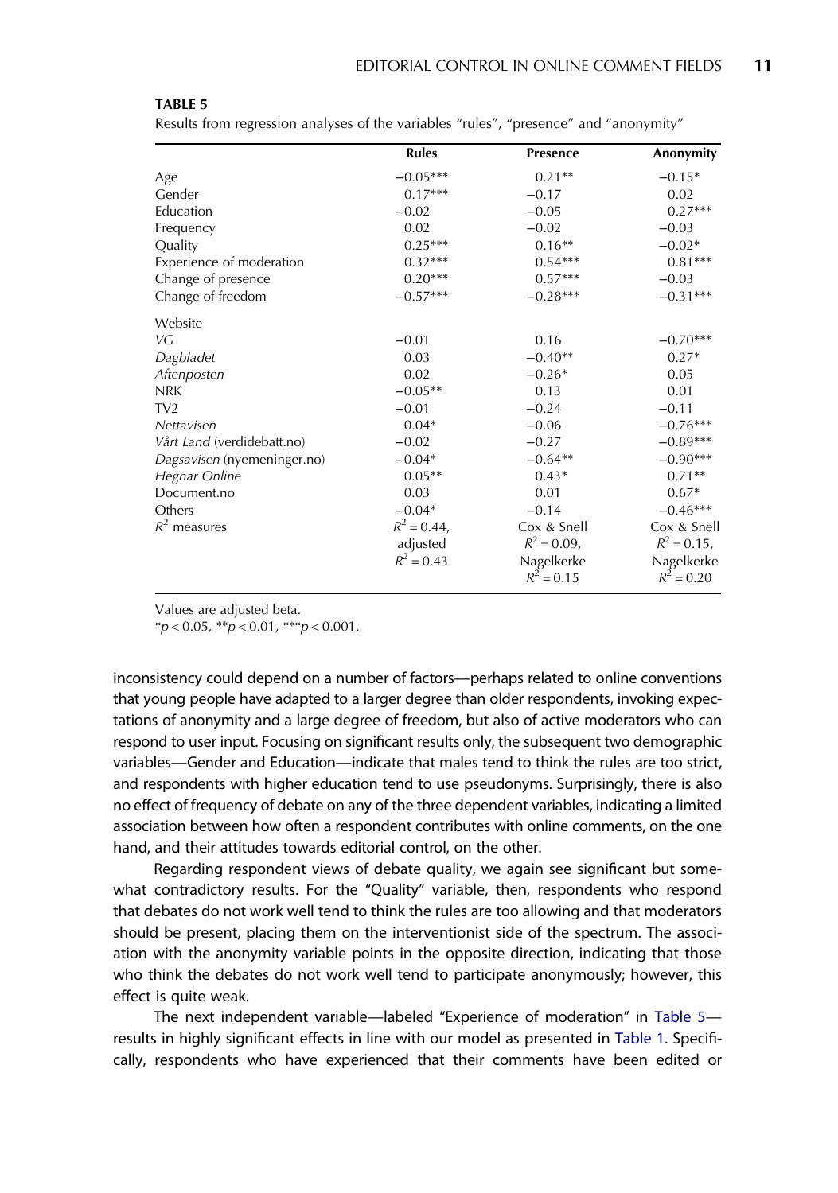**TABLE 5**

Results from regression analyses of the variables "rules", "presence" and "anonymity"

| | Rules | Presence | Anonymity |
|---|---|---|---|
| Age | −0.05*** | 0.21** | −0.15* |
| Gender | 0.17*** | −0.17 | 0.02 |
| Education | −0.02 | −0.05 | 0.27*** |
| Frequency | 0.02 | −0.02 | −0.03 |
| Quality | 0.25*** | 0.16** | −0.02* |
| Experience of moderation | 0.32*** | 0.54*** | 0.81*** |
| Change of presence | 0.20*** | 0.57*** | −0.03 |
| Change of freedom | −0.57*** | −0.28*** | −0.31*** |
| Website | | | |
| *VG* | −0.01 | 0.16 | −0.70*** |
| *Dagbladet* | 0.03 | −0.40** | 0.27* |
| *Aftenposten* | 0.02 | −0.26* | 0.05 |
| NRK | −0.05** | 0.13 | 0.01 |
| TV2 | −0.01 | −0.24 | −0.11 |
| *Nettavisen* | 0.04* | −0.06 | −0.76*** |
| *Vårt Land* (verdidebatt.no) | −0.02 | −0.27 | −0.89*** |
| *Dagsavisen* (nyemeninger.no) | −0.04* | −0.64** | −0.90*** |
| *Hegnar Online* | 0.05** | 0.43* | 0.71** |
| Document.no | 0.03 | 0.01 | 0.67* |
| Others | −0.04* | −0.14 | −0.46*** |
| $R^2$ measures | $R^2 = 0.44$, adjusted $R^2 = 0.43$ | Cox & Snell $R^2 = 0.09$, Nagelkerke $R^2 = 0.15$ | Cox & Snell $R^2 = 0.15$, Nagelkerke $R^2 = 0.20$ |

Values are adjusted beta.
*$p < 0.05$, **$p < 0.01$, ***$p < 0.001$.

inconsistency could depend on a number of factors—perhaps related to online conventions that young people have adapted to a larger degree than older respondents, invoking expectations of anonymity and a large degree of freedom, but also of active moderators who can respond to user input. Focusing on significant results only, the subsequent two demographic variables—Gender and Education—indicate that males tend to think the rules are too strict, and respondents with higher education tend to use pseudonyms. Surprisingly, there is also no effect of frequency of debate on any of the three dependent variables, indicating a limited association between how often a respondent contributes with online comments, on the one hand, and their attitudes towards editorial control, on the other.

Regarding respondent views of debate quality, we again see significant but somewhat contradictory results. For the "Quality" variable, then, respondents who respond that debates do not work well tend to think the rules are too allowing and that moderators should be present, placing them on the interventionist side of the spectrum. The association with the anonymity variable points in the opposite direction, indicating that those who think the debates do not work well tend to participate anonymously; however, this effect is quite weak.

The next independent variable—labeled "Experience of moderation" in Table 5—results in highly significant effects in line with our model as presented in Table 1. Specifically, respondents who have experienced that their comments have been edited or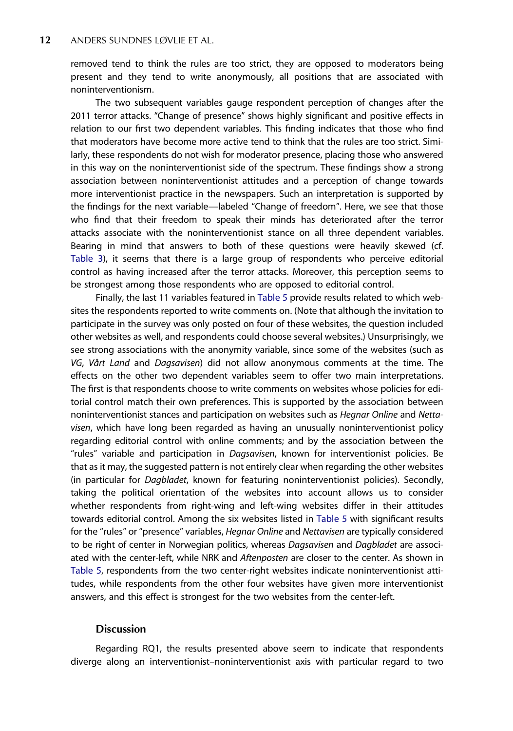removed tend to think the rules are too strict, they are opposed to moderators being present and they tend to write anonymously, all positions that are associated with noninterventionism.

The two subsequent variables gauge respondent perception of changes after the 2011 terror attacks. "Change of presence" shows highly significant and positive effects in relation to our first two dependent variables. This finding indicates that those who find that moderators have become more active tend to think that the rules are too strict. Similarly, these respondents do not wish for moderator presence, placing those who answered in this way on the noninterventionist side of the spectrum. These findings show a strong association between noninterventionist attitudes and a perception of change towards more interventionist practice in the newspapers. Such an interpretation is supported by the findings for the next variable—labeled "Change of freedom". Here, we see that those who find that their freedom to speak their minds has deteriorated after the terror attacks associate with the noninterventionist stance on all three dependent variables. Bearing in mind that answers to both of these questions were heavily skewed (cf. Table 3), it seems that there is a large group of respondents who perceive editorial control as having increased after the terror attacks. Moreover, this perception seems to be strongest among those respondents who are opposed to editorial control.

Finally, the last 11 variables featured in Table 5 provide results related to which websites the respondents reported to write comments on. (Note that although the invitation to participate in the survey was only posted on four of these websites, the question included other websites as well, and respondents could choose several websites.) Unsurprisingly, we see strong associations with the anonymity variable, since some of the websites (such as *VG*, *Vårt Land* and *Dagsavisen*) did not allow anonymous comments at the time. The effects on the other two dependent variables seem to offer two main interpretations. The first is that respondents choose to write comments on websites whose policies for editorial control match their own preferences. This is supported by the association between noninterventionist stances and participation on websites such as *Hegnar Online* and *Nettavisen*, which have long been regarded as having an unusually noninterventionist policy regarding editorial control with online comments; and by the association between the "rules" variable and participation in *Dagsavisen*, known for interventionist policies. Be that as it may, the suggested pattern is not entirely clear when regarding the other websites (in particular for *Dagbladet*, known for featuring noninterventionist policies). Secondly, taking the political orientation of the websites into account allows us to consider whether respondents from right-wing and left-wing websites differ in their attitudes towards editorial control. Among the six websites listed in Table 5 with significant results for the "rules" or "presence" variables, *Hegnar Online* and *Nettavisen* are typically considered to be right of center in Norwegian politics, whereas *Dagsavisen* and *Dagbladet* are associated with the center-left, while NRK and *Aftenposten* are closer to the center. As shown in Table 5, respondents from the two center-right websites indicate noninterventionist attitudes, while respondents from the other four websites have given more interventionist answers, and this effect is strongest for the two websites from the center-left.

## Discussion

Regarding RQ1, the results presented above seem to indicate that respondents diverge along an interventionist–noninterventionist axis with particular regard to two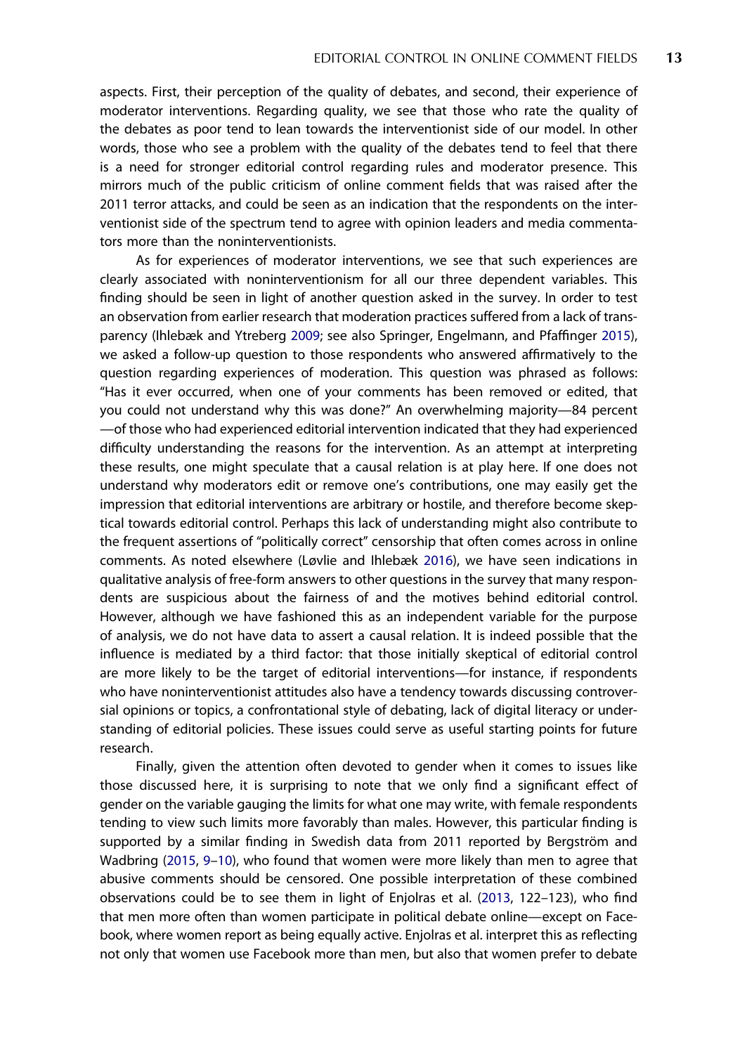aspects. First, their perception of the quality of debates, and second, their experience of moderator interventions. Regarding quality, we see that those who rate the quality of the debates as poor tend to lean towards the interventionist side of our model. In other words, those who see a problem with the quality of the debates tend to feel that there is a need for stronger editorial control regarding rules and moderator presence. This mirrors much of the public criticism of online comment fields that was raised after the 2011 terror attacks, and could be seen as an indication that the respondents on the interventionist side of the spectrum tend to agree with opinion leaders and media commentators more than the noninterventionists.

As for experiences of moderator interventions, we see that such experiences are clearly associated with noninterventionism for all our three dependent variables. This finding should be seen in light of another question asked in the survey. In order to test an observation from earlier research that moderation practices suffered from a lack of transparency (Ihlebæk and Ytreberg 2009; see also Springer, Engelmann, and Pfaffinger 2015), we asked a follow-up question to those respondents who answered affirmatively to the question regarding experiences of moderation. This question was phrased as follows: "Has it ever occurred, when one of your comments has been removed or edited, that you could not understand why this was done?" An overwhelming majority—84 percent—of those who had experienced editorial intervention indicated that they had experienced difficulty understanding the reasons for the intervention. As an attempt at interpreting these results, one might speculate that a causal relation is at play here. If one does not understand why moderators edit or remove one's contributions, one may easily get the impression that editorial interventions are arbitrary or hostile, and therefore become skeptical towards editorial control. Perhaps this lack of understanding might also contribute to the frequent assertions of "politically correct" censorship that often comes across in online comments. As noted elsewhere (Løvlie and Ihlebæk 2016), we have seen indications in qualitative analysis of free-form answers to other questions in the survey that many respondents are suspicious about the fairness of and the motives behind editorial control. However, although we have fashioned this as an independent variable for the purpose of analysis, we do not have data to assert a causal relation. It is indeed possible that the influence is mediated by a third factor: that those initially skeptical of editorial control are more likely to be the target of editorial interventions—for instance, if respondents who have noninterventionist attitudes also have a tendency towards discussing controversial opinions or topics, a confrontational style of debating, lack of digital literacy or understanding of editorial policies. These issues could serve as useful starting points for future research.

Finally, given the attention often devoted to gender when it comes to issues like those discussed here, it is surprising to note that we only find a significant effect of gender on the variable gauging the limits for what one may write, with female respondents tending to view such limits more favorably than males. However, this particular finding is supported by a similar finding in Swedish data from 2011 reported by Bergström and Wadbring (2015, 9–10), who found that women were more likely than men to agree that abusive comments should be censored. One possible interpretation of these combined observations could be to see them in light of Enjolras et al. (2013, 122–123), who find that men more often than women participate in political debate online—except on Facebook, where women report as being equally active. Enjolras et al. interpret this as reflecting not only that women use Facebook more than men, but also that women prefer to debate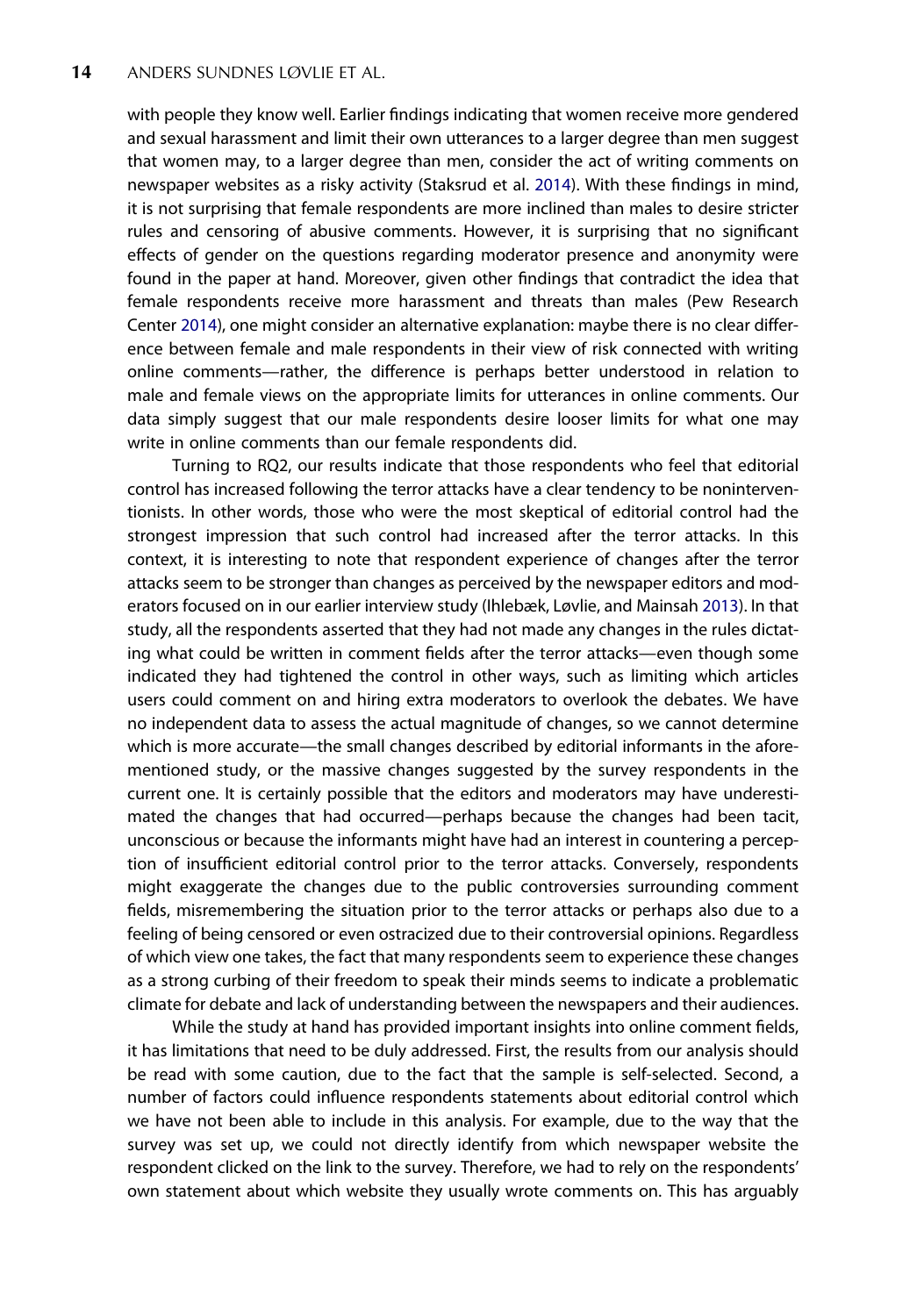with people they know well. Earlier findings indicating that women receive more gendered and sexual harassment and limit their own utterances to a larger degree than men suggest that women may, to a larger degree than men, consider the act of writing comments on newspaper websites as a risky activity (Staksrud et al. 2014). With these findings in mind, it is not surprising that female respondents are more inclined than males to desire stricter rules and censoring of abusive comments. However, it is surprising that no significant effects of gender on the questions regarding moderator presence and anonymity were found in the paper at hand. Moreover, given other findings that contradict the idea that female respondents receive more harassment and threats than males (Pew Research Center 2014), one might consider an alternative explanation: maybe there is no clear difference between female and male respondents in their view of risk connected with writing online comments—rather, the difference is perhaps better understood in relation to male and female views on the appropriate limits for utterances in online comments. Our data simply suggest that our male respondents desire looser limits for what one may write in online comments than our female respondents did.

Turning to RQ2, our results indicate that those respondents who feel that editorial control has increased following the terror attacks have a clear tendency to be noninterventionists. In other words, those who were the most skeptical of editorial control had the strongest impression that such control had increased after the terror attacks. In this context, it is interesting to note that respondent experience of changes after the terror attacks seem to be stronger than changes as perceived by the newspaper editors and moderators focused on in our earlier interview study (Ihlebæk, Løvlie, and Mainsah 2013). In that study, all the respondents asserted that they had not made any changes in the rules dictating what could be written in comment fields after the terror attacks—even though some indicated they had tightened the control in other ways, such as limiting which articles users could comment on and hiring extra moderators to overlook the debates. We have no independent data to assess the actual magnitude of changes, so we cannot determine which is more accurate—the small changes described by editorial informants in the aforementioned study, or the massive changes suggested by the survey respondents in the current one. It is certainly possible that the editors and moderators may have underestimated the changes that had occurred—perhaps because the changes had been tacit, unconscious or because the informants might have had an interest in countering a perception of insufficient editorial control prior to the terror attacks. Conversely, respondents might exaggerate the changes due to the public controversies surrounding comment fields, misremembering the situation prior to the terror attacks or perhaps also due to a feeling of being censored or even ostracized due to their controversial opinions. Regardless of which view one takes, the fact that many respondents seem to experience these changes as a strong curbing of their freedom to speak their minds seems to indicate a problematic climate for debate and lack of understanding between the newspapers and their audiences.

While the study at hand has provided important insights into online comment fields, it has limitations that need to be duly addressed. First, the results from our analysis should be read with some caution, due to the fact that the sample is self-selected. Second, a number of factors could influence respondents statements about editorial control which we have not been able to include in this analysis. For example, due to the way that the survey was set up, we could not directly identify from which newspaper website the respondent clicked on the link to the survey. Therefore, we had to rely on the respondents' own statement about which website they usually wrote comments on. This has arguably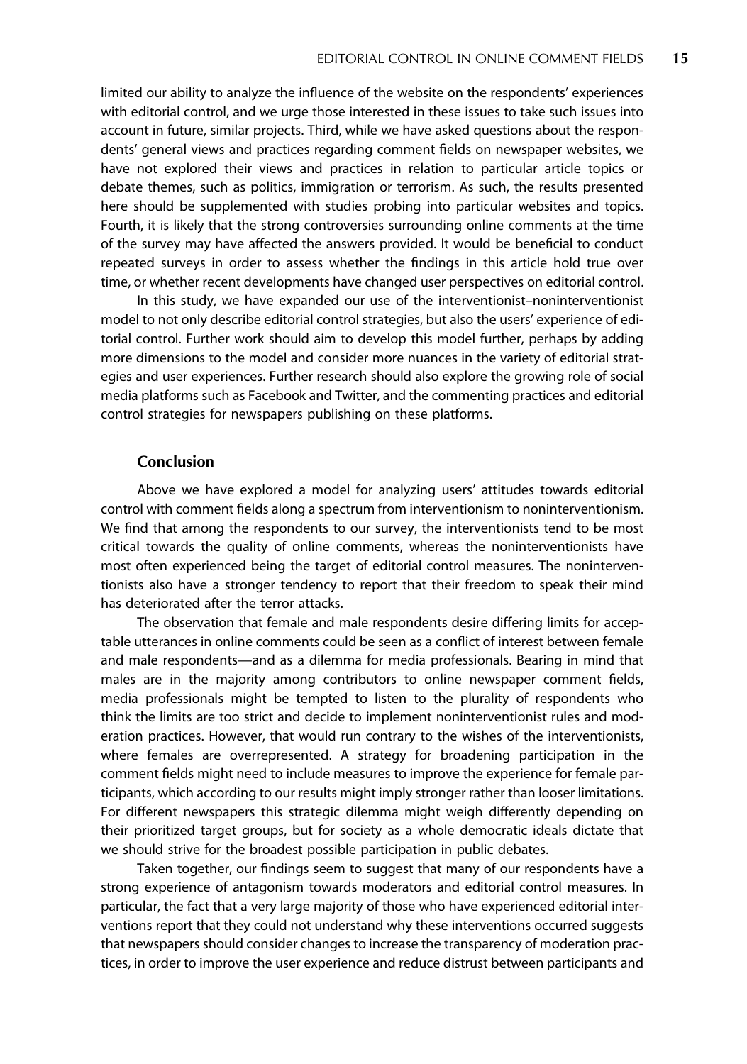limited our ability to analyze the influence of the website on the respondents' experiences with editorial control, and we urge those interested in these issues to take such issues into account in future, similar projects. Third, while we have asked questions about the respondents' general views and practices regarding comment fields on newspaper websites, we have not explored their views and practices in relation to particular article topics or debate themes, such as politics, immigration or terrorism. As such, the results presented here should be supplemented with studies probing into particular websites and topics. Fourth, it is likely that the strong controversies surrounding online comments at the time of the survey may have affected the answers provided. It would be beneficial to conduct repeated surveys in order to assess whether the findings in this article hold true over time, or whether recent developments have changed user perspectives on editorial control.

In this study, we have expanded our use of the interventionist–noninterventionist model to not only describe editorial control strategies, but also the users' experience of editorial control. Further work should aim to develop this model further, perhaps by adding more dimensions to the model and consider more nuances in the variety of editorial strategies and user experiences. Further research should also explore the growing role of social media platforms such as Facebook and Twitter, and the commenting practices and editorial control strategies for newspapers publishing on these platforms.

## Conclusion

Above we have explored a model for analyzing users' attitudes towards editorial control with comment fields along a spectrum from interventionism to noninterventionism. We find that among the respondents to our survey, the interventionists tend to be most critical towards the quality of online comments, whereas the noninterventionists have most often experienced being the target of editorial control measures. The noninterventionists also have a stronger tendency to report that their freedom to speak their mind has deteriorated after the terror attacks.

The observation that female and male respondents desire differing limits for acceptable utterances in online comments could be seen as a conflict of interest between female and male respondents—and as a dilemma for media professionals. Bearing in mind that males are in the majority among contributors to online newspaper comment fields, media professionals might be tempted to listen to the plurality of respondents who think the limits are too strict and decide to implement noninterventionist rules and moderation practices. However, that would run contrary to the wishes of the interventionists, where females are overrepresented. A strategy for broadening participation in the comment fields might need to include measures to improve the experience for female participants, which according to our results might imply stronger rather than looser limitations. For different newspapers this strategic dilemma might weigh differently depending on their prioritized target groups, but for society as a whole democratic ideals dictate that we should strive for the broadest possible participation in public debates.

Taken together, our findings seem to suggest that many of our respondents have a strong experience of antagonism towards moderators and editorial control measures. In particular, the fact that a very large majority of those who have experienced editorial interventions report that they could not understand why these interventions occurred suggests that newspapers should consider changes to increase the transparency of moderation practices, in order to improve the user experience and reduce distrust between participants and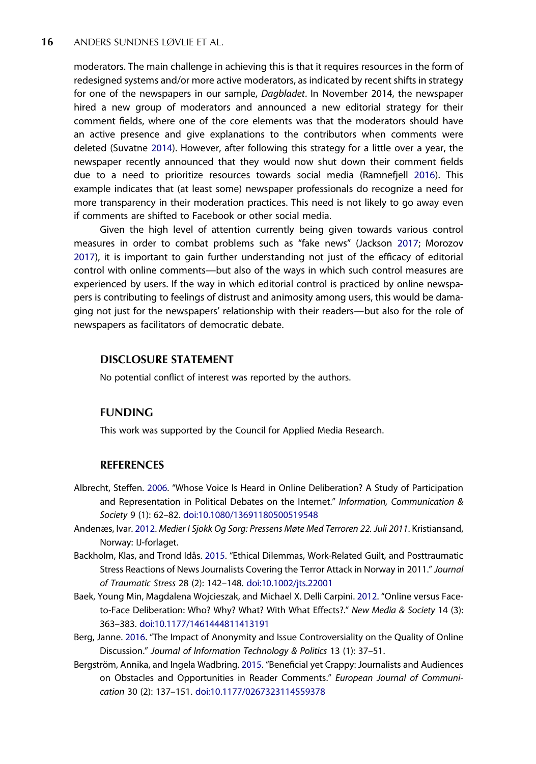moderators. The main challenge in achieving this is that it requires resources in the form of redesigned systems and/or more active moderators, as indicated by recent shifts in strategy for one of the newspapers in our sample, *Dagbladet*. In November 2014, the newspaper hired a new group of moderators and announced a new editorial strategy for their comment fields, where one of the core elements was that the moderators should have an active presence and give explanations to the contributors when comments were deleted (Suvatne 2014). However, after following this strategy for a little over a year, the newspaper recently announced that they would now shut down their comment fields due to a need to prioritize resources towards social media (Ramnefjell 2016). This example indicates that (at least some) newspaper professionals do recognize a need for more transparency in their moderation practices. This need is not likely to go away even if comments are shifted to Facebook or other social media.

Given the high level of attention currently being given towards various control measures in order to combat problems such as "fake news" (Jackson 2017; Morozov 2017), it is important to gain further understanding not just of the efficacy of editorial control with online comments—but also of the ways in which such control measures are experienced by users. If the way in which editorial control is practiced by online newspapers is contributing to feelings of distrust and animosity among users, this would be damaging not just for the newspapers' relationship with their readers—but also for the role of newspapers as facilitators of democratic debate.

## DISCLOSURE STATEMENT

No potential conflict of interest was reported by the authors.

## FUNDING

This work was supported by the Council for Applied Media Research.

## REFERENCES

Albrecht, Steffen. 2006. "Whose Voice Is Heard in Online Deliberation? A Study of Participation and Representation in Political Debates on the Internet." *Information, Communication & Society* 9 (1): 62–82. doi:10.1080/13691180500519548

Andenæs, Ivar. 2012. *Medier I Sjokk Og Sorg: Pressens Møte Med Terroren 22. Juli 2011*. Kristiansand, Norway: IJ-forlaget.

Backholm, Klas, and Trond Idås. 2015. "Ethical Dilemmas, Work-Related Guilt, and Posttraumatic Stress Reactions of News Journalists Covering the Terror Attack in Norway in 2011." *Journal of Traumatic Stress* 28 (2): 142–148. doi:10.1002/jts.22001

Baek, Young Min, Magdalena Wojcieszak, and Michael X. Delli Carpini. 2012. "Online versus Face-to-Face Deliberation: Who? Why? What? With What Effects?." *New Media & Society* 14 (3): 363–383. doi:10.1177/1461444811413191

Berg, Janne. 2016. "The Impact of Anonymity and Issue Controversiality on the Quality of Online Discussion." *Journal of Information Technology & Politics* 13 (1): 37–51.

Bergström, Annika, and Ingela Wadbring. 2015. "Beneficial yet Crappy: Journalists and Audiences on Obstacles and Opportunities in Reader Comments." *European Journal of Communication* 30 (2): 137–151. doi:10.1177/0267323114559378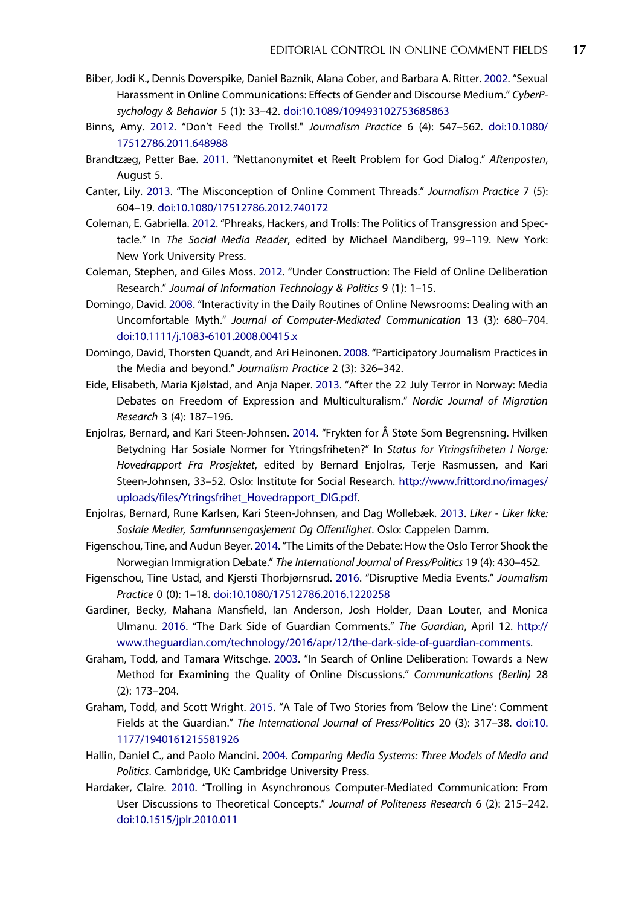Biber, Jodi K., Dennis Doverspike, Daniel Baznik, Alana Cober, and Barbara A. Ritter. 2002. "Sexual Harassment in Online Communications: Effects of Gender and Discourse Medium." *CyberPsychology & Behavior* 5 (1): 33–42. doi:10.1089/109493102753685863

Binns, Amy. 2012. "Don't Feed the Trolls!." *Journalism Practice* 6 (4): 547–562. doi:10.1080/17512786.2011.648988

Brandtzæg, Petter Bae. 2011. "Nettanonymitet et Reelt Problem for God Dialog." *Aftenposten*, August 5.

Canter, Lily. 2013. "The Misconception of Online Comment Threads." *Journalism Practice* 7 (5): 604–19. doi:10.1080/17512786.2012.740172

Coleman, E. Gabriella. 2012. "Phreaks, Hackers, and Trolls: The Politics of Transgression and Spectacle." In *The Social Media Reader*, edited by Michael Mandiberg, 99–119. New York: New York University Press.

Coleman, Stephen, and Giles Moss. 2012. "Under Construction: The Field of Online Deliberation Research." *Journal of Information Technology & Politics* 9 (1): 1–15.

Domingo, David. 2008. "Interactivity in the Daily Routines of Online Newsrooms: Dealing with an Uncomfortable Myth." *Journal of Computer-Mediated Communication* 13 (3): 680–704. doi:10.1111/j.1083-6101.2008.00415.x

Domingo, David, Thorsten Quandt, and Ari Heinonen. 2008. "Participatory Journalism Practices in the Media and beyond." *Journalism Practice* 2 (3): 326–342.

Eide, Elisabeth, Maria Kjølstad, and Anja Naper. 2013. "After the 22 July Terror in Norway: Media Debates on Freedom of Expression and Multiculturalism." *Nordic Journal of Migration Research* 3 (4): 187–196.

Enjolras, Bernard, and Kari Steen-Johnsen. 2014. "Frykten for Å Støte Som Begrensning. Hvilken Betydning Har Sosiale Normer for Ytringsfriheten?" In *Status for Ytringsfriheten I Norge: Hovedrapport Fra Prosjektet*, edited by Bernard Enjolras, Terje Rasmussen, and Kari Steen-Johnsen, 33–52. Oslo: Institute for Social Research. http://www.frittord.no/images/uploads/files/Ytringsfrihet_Hovedrapport_DIG.pdf.

Enjolras, Bernard, Rune Karlsen, Kari Steen-Johnsen, and Dag Wollebæk. 2013. *Liker - Liker Ikke: Sosiale Medier, Samfunnsengasjement Og Offentlighet*. Oslo: Cappelen Damm.

Figenschou, Tine, and Audun Beyer. 2014. "The Limits of the Debate: How the Oslo Terror Shook the Norwegian Immigration Debate." *The International Journal of Press/Politics* 19 (4): 430–452.

Figenschou, Tine Ustad, and Kjersti Thorbjørnsrud. 2016. "Disruptive Media Events." *Journalism Practice* 0 (0): 1–18. doi:10.1080/17512786.2016.1220258

Gardiner, Becky, Mahana Mansfield, Ian Anderson, Josh Holder, Daan Louter, and Monica Ulmanu. 2016. "The Dark Side of Guardian Comments." *The Guardian*, April 12. http://www.theguardian.com/technology/2016/apr/12/the-dark-side-of-guardian-comments.

Graham, Todd, and Tamara Witschge. 2003. "In Search of Online Deliberation: Towards a New Method for Examining the Quality of Online Discussions." *Communications (Berlin)* 28 (2): 173–204.

Graham, Todd, and Scott Wright. 2015. "A Tale of Two Stories from 'Below the Line': Comment Fields at the Guardian." *The International Journal of Press/Politics* 20 (3): 317–38. doi:10.1177/1940161215581926

Hallin, Daniel C., and Paolo Mancini. 2004. *Comparing Media Systems: Three Models of Media and Politics*. Cambridge, UK: Cambridge University Press.

Hardaker, Claire. 2010. "Trolling in Asynchronous Computer-Mediated Communication: From User Discussions to Theoretical Concepts." *Journal of Politeness Research* 6 (2): 215–242. doi:10.1515/jplr.2010.011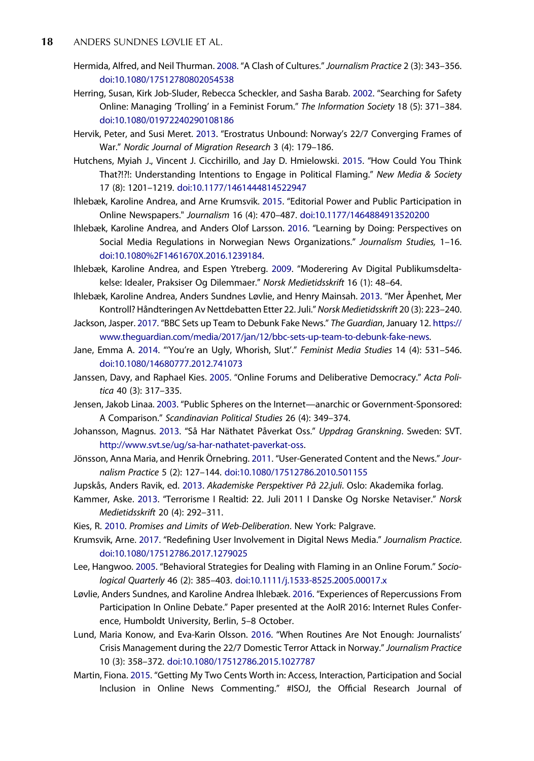Hermida, Alfred, and Neil Thurman. 2008. "A Clash of Cultures." *Journalism Practice* 2 (3): 343–356. doi:10.1080/17512780802054538

Herring, Susan, Kirk Job-Sluder, Rebecca Scheckler, and Sasha Barab. 2002. "Searching for Safety Online: Managing 'Trolling' in a Feminist Forum." *The Information Society* 18 (5): 371–384. doi:10.1080/01972240290108186

Hervik, Peter, and Susi Meret. 2013. "Erostratus Unbound: Norway's 22/7 Converging Frames of War." *Nordic Journal of Migration Research* 3 (4): 179–186.

Hutchens, Myiah J., Vincent J. Cicchirillo, and Jay D. Hmielowski. 2015. "How Could You Think That?!?!: Understanding Intentions to Engage in Political Flaming." *New Media & Society* 17 (8): 1201–1219. doi:10.1177/1461444814522947

Ihlebæk, Karoline Andrea, and Arne Krumsvik. 2015. "Editorial Power and Public Participation in Online Newspapers." *Journalism* 16 (4): 470–487. doi:10.1177/1464884913520200

Ihlebæk, Karoline Andrea, and Anders Olof Larsson. 2016. "Learning by Doing: Perspectives on Social Media Regulations in Norwegian News Organizations." *Journalism Studies,* 1–16. doi:10.1080%2F1461670X.2016.1239184.

Ihlebæk, Karoline Andrea, and Espen Ytreberg. 2009. "Moderering Av Digital Publikumsdeltakelse: Idealer, Praksiser Og Dilemmaer." *Norsk Medietidsskrift* 16 (1): 48–64.

Ihlebæk, Karoline Andrea, Anders Sundnes Løvlie, and Henry Mainsah. 2013. "Mer Åpenhet, Mer Kontroll? Håndteringen Av Nettdebatten Etter 22. Juli." *Norsk Medietidsskrift* 20 (3): 223–240.

Jackson, Jasper. 2017. "BBC Sets up Team to Debunk Fake News." *The Guardian*, January 12. https://www.theguardian.com/media/2017/jan/12/bbc-sets-up-team-to-debunk-fake-news.

Jane, Emma A. 2014. "'You're an Ugly, Whorish, Slut'." *Feminist Media Studies* 14 (4): 531–546. doi:10.1080/14680777.2012.741073

Janssen, Davy, and Raphael Kies. 2005. "Online Forums and Deliberative Democracy." *Acta Politica* 40 (3): 317–335.

Jensen, Jakob Linaa. 2003. "Public Spheres on the Internet—anarchic or Government-Sponsored: A Comparison." *Scandinavian Political Studies* 26 (4): 349–374.

Johansson, Magnus. 2013. "Så Har Näthatet Påverkat Oss." *Uppdrag Granskning*. Sweden: SVT. http://www.svt.se/ug/sa-har-nathatet-paverkat-oss.

Jönsson, Anna Maria, and Henrik Örnebring. 2011. "User-Generated Content and the News." *Journalism Practice* 5 (2): 127–144. doi:10.1080/17512786.2010.501155

Jupskås, Anders Ravik, ed. 2013. *Akademiske Perspektiver På 22.juli*. Oslo: Akademika forlag.

Kammer, Aske. 2013. "Terrorisme I Realtid: 22. Juli 2011 I Danske Og Norske Netaviser." *Norsk Medietidsskrift* 20 (4): 292–311.

Kies, R. 2010. *Promises and Limits of Web-Deliberation*. New York: Palgrave.

Krumsvik, Arne. 2017. "Redefining User Involvement in Digital News Media." *Journalism Practice*. doi:10.1080/17512786.2017.1279025

Lee, Hangwoo. 2005. "Behavioral Strategies for Dealing with Flaming in an Online Forum." *Sociological Quarterly* 46 (2): 385–403. doi:10.1111/j.1533-8525.2005.00017.x

Løvlie, Anders Sundnes, and Karoline Andrea Ihlebæk. 2016. "Experiences of Repercussions From Participation In Online Debate." Paper presented at the AoIR 2016: Internet Rules Conference, Humboldt University, Berlin, 5–8 October.

Lund, Maria Konow, and Eva-Karin Olsson. 2016. "When Routines Are Not Enough: Journalists' Crisis Management during the 22/7 Domestic Terror Attack in Norway." *Journalism Practice* 10 (3): 358–372. doi:10.1080/17512786.2015.1027787

Martin, Fiona. 2015. "Getting My Two Cents Worth in: Access, Interaction, Participation and Social Inclusion in Online News Commenting." #ISOJ, the Official Research Journal of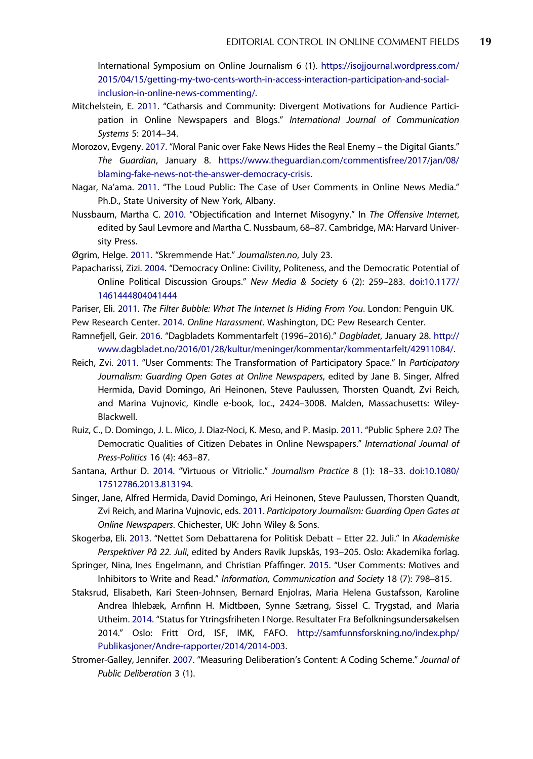International Symposium on Online Journalism 6 (1). https://isojjournal.wordpress.com/2015/04/15/getting-my-two-cents-worth-in-access-interaction-participation-and-social-inclusion-in-online-news-commenting/.

Mitchelstein, E. 2011. "Catharsis and Community: Divergent Motivations for Audience Participation in Online Newspapers and Blogs." *International Journal of Communication Systems* 5: 2014–34.

Morozov, Evgeny. 2017. "Moral Panic over Fake News Hides the Real Enemy – the Digital Giants." *The Guardian*, January 8. https://www.theguardian.com/commentisfree/2017/jan/08/blaming-fake-news-not-the-answer-democracy-crisis.

Nagar, Na'ama. 2011. "The Loud Public: The Case of User Comments in Online News Media." Ph.D., State University of New York, Albany.

Nussbaum, Martha C. 2010. "Objectification and Internet Misogyny." In *The Offensive Internet*, edited by Saul Levmore and Martha C. Nussbaum, 68–87. Cambridge, MA: Harvard University Press.

Øgrim, Helge. 2011. "Skremmende Hat." *Journalisten.no*, July 23.

Papacharissi, Zizi. 2004. "Democracy Online: Civility, Politeness, and the Democratic Potential of Online Political Discussion Groups." *New Media & Society* 6 (2): 259–283. doi:10.1177/1461444804041444

Pariser, Eli. 2011. *The Filter Bubble: What The Internet Is Hiding From You*. London: Penguin UK.

Pew Research Center. 2014. *Online Harassment*. Washington, DC: Pew Research Center.

Ramnefjell, Geir. 2016. "Dagbladets Kommentarfelt (1996–2016)." *Dagbladet*, January 28. http://www.dagbladet.no/2016/01/28/kultur/meninger/kommentar/kommentarfelt/42911084/.

Reich, Zvi. 2011. "User Comments: The Transformation of Participatory Space." In *Participatory Journalism: Guarding Open Gates at Online Newspapers*, edited by Jane B. Singer, Alfred Hermida, David Domingo, Ari Heinonen, Steve Paulussen, Thorsten Quandt, Zvi Reich, and Marina Vujnovic, Kindle e-book, loc., 2424–3008. Malden, Massachusetts: Wiley-Blackwell.

Ruiz, C., D. Domingo, J. L. Mico, J. Diaz-Noci, K. Meso, and P. Masip. 2011. "Public Sphere 2.0? The Democratic Qualities of Citizen Debates in Online Newspapers." *International Journal of Press-Politics* 16 (4): 463–87.

Santana, Arthur D. 2014. "Virtuous or Vitriolic." *Journalism Practice* 8 (1): 18–33. doi:10.1080/17512786.2013.813194.

Singer, Jane, Alfred Hermida, David Domingo, Ari Heinonen, Steve Paulussen, Thorsten Quandt, Zvi Reich, and Marina Vujnovic, eds. 2011. *Participatory Journalism: Guarding Open Gates at Online Newspapers*. Chichester, UK: John Wiley & Sons.

Skogerbø, Eli. 2013. "Nettet Som Debattarena for Politisk Debatt – Etter 22. Juli." In *Akademiske Perspektiver På 22. Juli*, edited by Anders Ravik Jupskås, 193–205. Oslo: Akademika forlag.

Springer, Nina, Ines Engelmann, and Christian Pfaffinger. 2015. "User Comments: Motives and Inhibitors to Write and Read." *Information, Communication and Society* 18 (7): 798–815.

Staksrud, Elisabeth, Kari Steen-Johnsen, Bernard Enjolras, Maria Helena Gustafsson, Karoline Andrea Ihlebæk, Arnfinn H. Midtbøen, Synne Sætrang, Sissel C. Trygstad, and Maria Utheim. 2014. "Status for Ytringsfriheten I Norge. Resultater Fra Befolkningsundersøkelsen 2014." Oslo: Fritt Ord, ISF, IMK, FAFO. http://samfunnsforskning.no/index.php/Publikasjoner/Andre-rapporter/2014/2014-003.

Stromer-Galley, Jennifer. 2007. "Measuring Deliberation's Content: A Coding Scheme." *Journal of Public Deliberation* 3 (1).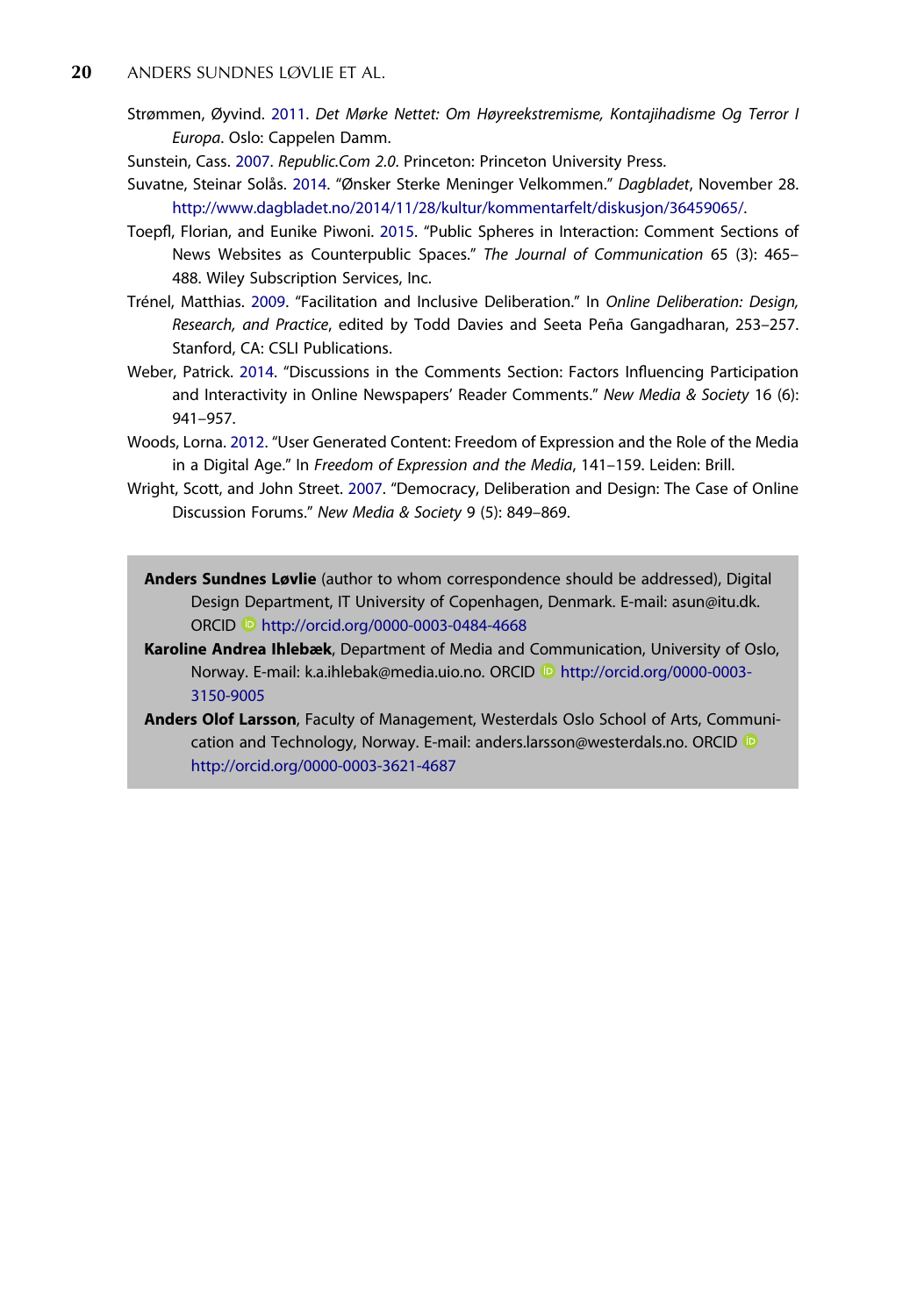Strømmen, Øyvind. 2011. *Det Mørke Nettet: Om Høyreekstremisme, Kontajihadisme Og Terror I Europa*. Oslo: Cappelen Damm.

Sunstein, Cass. 2007. *Republic.Com 2.0*. Princeton: Princeton University Press.

Suvatne, Steinar Solås. 2014. "Ønsker Sterke Meninger Velkommen." *Dagbladet*, November 28. http://www.dagbladet.no/2014/11/28/kultur/kommentarfelt/diskusjon/36459065/.

Toepfl, Florian, and Eunike Piwoni. 2015. "Public Spheres in Interaction: Comment Sections of News Websites as Counterpublic Spaces." *The Journal of Communication* 65 (3): 465–488. Wiley Subscription Services, Inc.

Trénel, Matthias. 2009. "Facilitation and Inclusive Deliberation." In *Online Deliberation: Design, Research, and Practice*, edited by Todd Davies and Seeta Peña Gangadharan, 253–257. Stanford, CA: CSLI Publications.

Weber, Patrick. 2014. "Discussions in the Comments Section: Factors Influencing Participation and Interactivity in Online Newspapers' Reader Comments." *New Media & Society* 16 (6): 941–957.

Woods, Lorna. 2012. "User Generated Content: Freedom of Expression and the Role of the Media in a Digital Age." In *Freedom of Expression and the Media*, 141–159. Leiden: Brill.

Wright, Scott, and John Street. 2007. "Democracy, Deliberation and Design: The Case of Online Discussion Forums." *New Media & Society* 9 (5): 849–869.

**Anders Sundnes Løvlie** (author to whom correspondence should be addressed), Digital Design Department, IT University of Copenhagen, Denmark. E-mail: asun@itu.dk. ORCID http://orcid.org/0000-0003-0484-4668

**Karoline Andrea Ihlebæk**, Department of Media and Communication, University of Oslo, Norway. E-mail: k.a.ihlebak@media.uio.no. ORCID http://orcid.org/0000-0003-3150-9005

**Anders Olof Larsson**, Faculty of Management, Westerdals Oslo School of Arts, Communication and Technology, Norway. E-mail: anders.larsson@westerdals.no. ORCID http://orcid.org/0000-0003-3621-4687